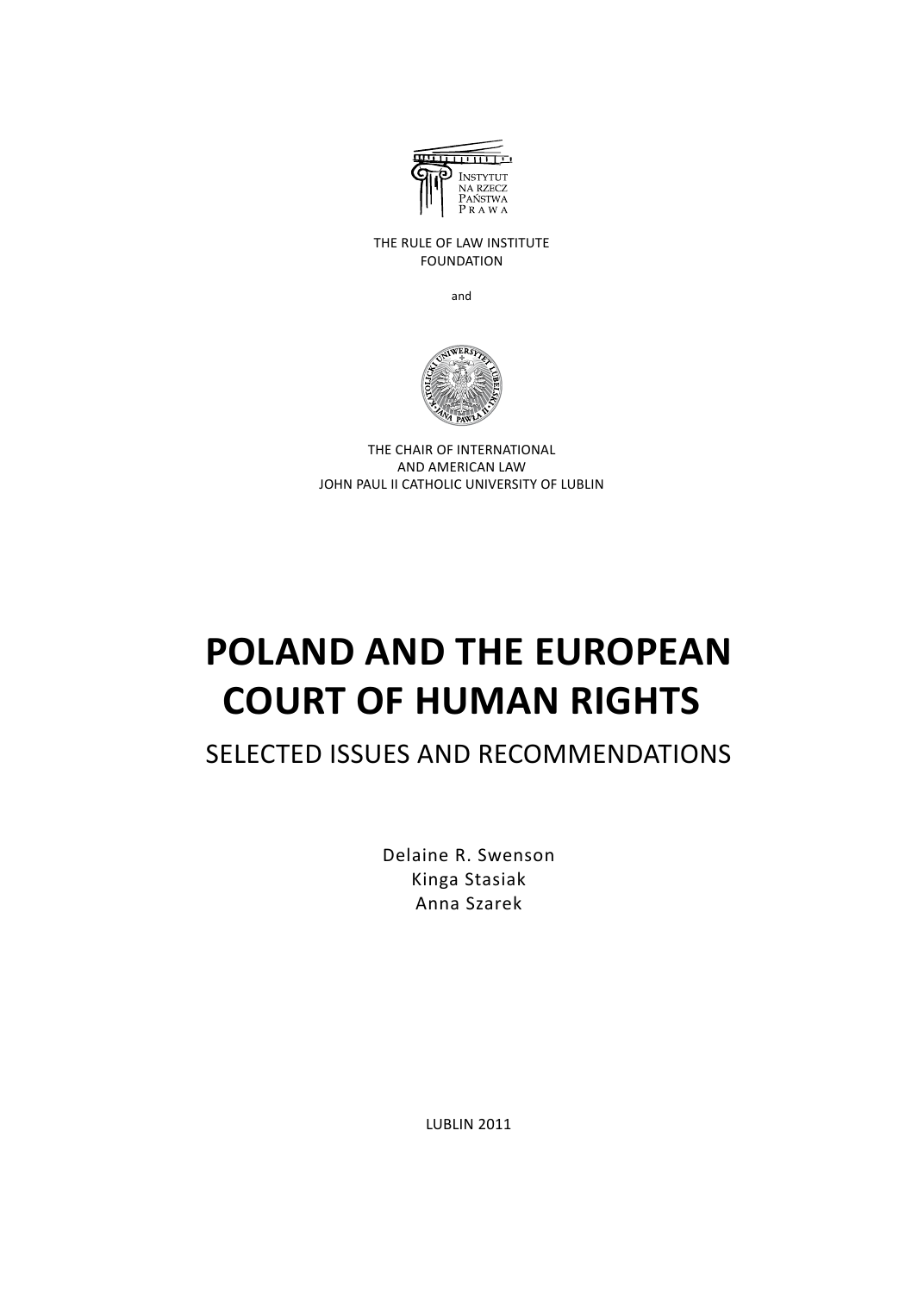INSTYTUT
NA RZECZ
PAŃSTWA
PRAWA

THE RULE OF LAW INSTITUTE
FOUNDATION

and

THE CHAIR OF INTERNATIONAL
AND AMERICAN LAW
JOHN PAUL II CATHOLIC UNIVERSITY OF LUBLIN

# POLAND AND THE EUROPEAN COURT OF HUMAN RIGHTS

## SELECTED ISSUES AND RECOMMENDATIONS

Delaine R. Swenson
Kinga Stasiak
Anna Szarek

LUBLIN 2011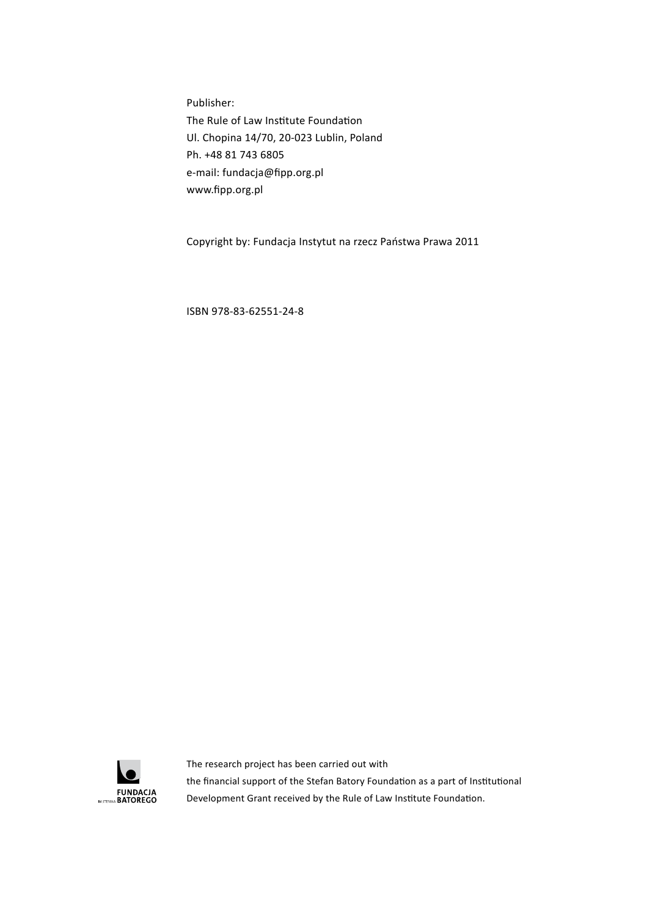Publisher:
The Rule of Law Institute Foundation
Ul. Chopina 14/70, 20-023 Lublin, Poland
Ph. +48 81 743 6805
e-mail: fundacja@fipp.org.pl
www.fipp.org.pl

Copyright by: Fundacja Instytut na rzecz Państwa Prawa 2011

ISBN 978-83-62551-24-8

FUNDACJA IM. STEFANA BATOREGO

The research project has been carried out with
the financial support of the Stefan Batory Foundation as a part of Institutional Development Grant received by the Rule of Law Institute Foundation.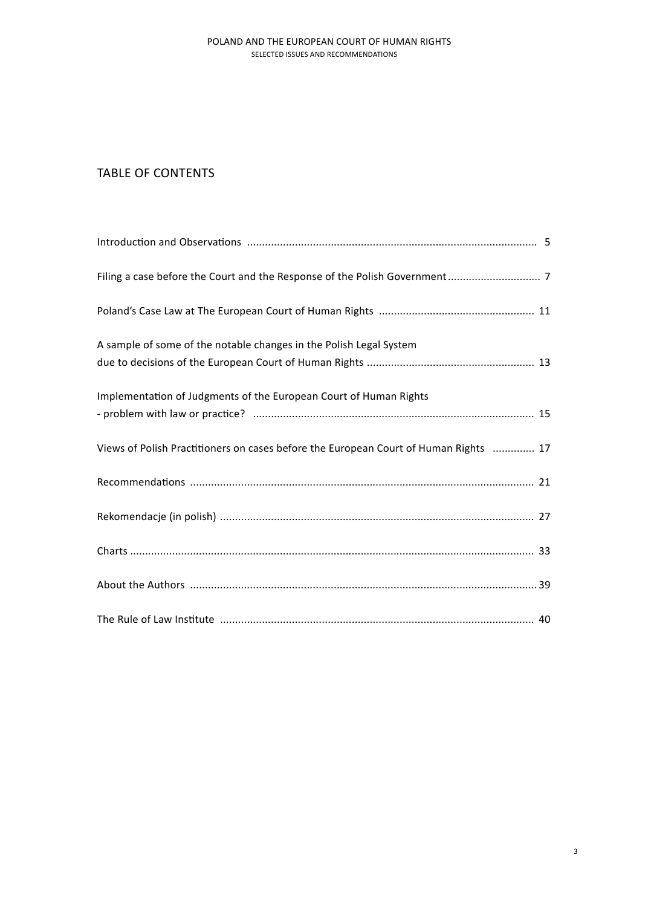# TABLE OF CONTENTS

| | |
|---|---|
| Introduction and Observations | 5 |
| Filing a case before the Court and the Response of the Polish Government | 7 |
| Poland's Case Law at The European Court of Human Rights | 11 |
| A sample of some of the notable changes in the Polish Legal System due to decisions of the European Court of Human Rights | 13 |
| Implementation of Judgments of the European Court of Human Rights - problem with law or practice? | 15 |
| Views of Polish Practitioners on cases before the European Court of Human Rights | 17 |
| Recommendations | 21 |
| Rekomendacje (in polish) | 27 |
| Charts | 33 |
| About the Authors | 39 |
| The Rule of Law Institute | 40 |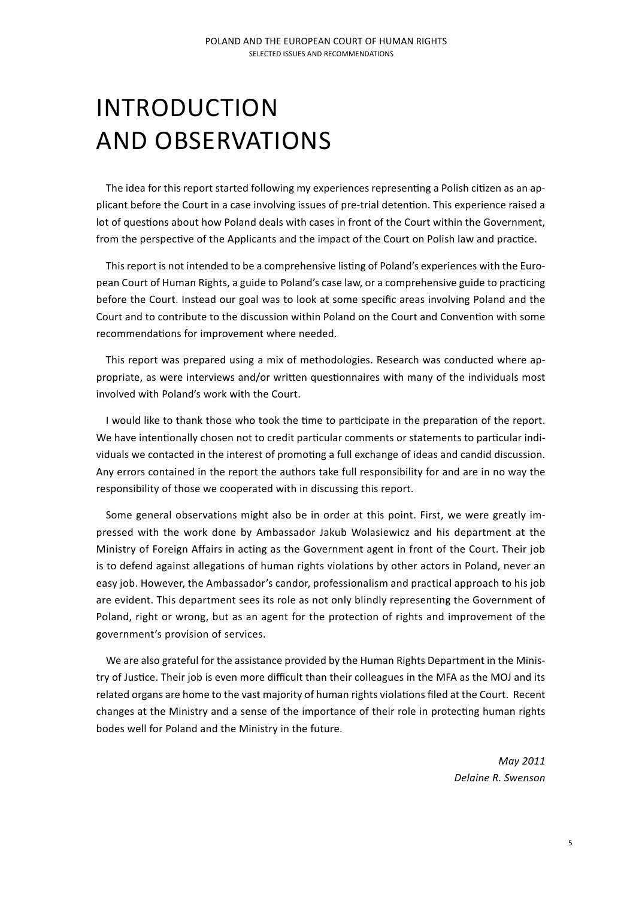# INTRODUCTION AND OBSERVATIONS

The idea for this report started following my experiences representing a Polish citizen as an applicant before the Court in a case involving issues of pre-trial detention. This experience raised a lot of questions about how Poland deals with cases in front of the Court within the Government, from the perspective of the Applicants and the impact of the Court on Polish law and practice.

This report is not intended to be a comprehensive listing of Poland's experiences with the European Court of Human Rights, a guide to Poland's case law, or a comprehensive guide to practicing before the Court. Instead our goal was to look at some specific areas involving Poland and the Court and to contribute to the discussion within Poland on the Court and Convention with some recommendations for improvement where needed.

This report was prepared using a mix of methodologies. Research was conducted where appropriate, as were interviews and/or written questionnaires with many of the individuals most involved with Poland's work with the Court.

I would like to thank those who took the time to participate in the preparation of the report. We have intentionally chosen not to credit particular comments or statements to particular individuals we contacted in the interest of promoting a full exchange of ideas and candid discussion. Any errors contained in the report the authors take full responsibility for and are in no way the responsibility of those we cooperated with in discussing this report.

Some general observations might also be in order at this point. First, we were greatly impressed with the work done by Ambassador Jakub Wolasiewicz and his department at the Ministry of Foreign Affairs in acting as the Government agent in front of the Court. Their job is to defend against allegations of human rights violations by other actors in Poland, never an easy job. However, the Ambassador's candor, professionalism and practical approach to his job are evident. This department sees its role as not only blindly representing the Government of Poland, right or wrong, but as an agent for the protection of rights and improvement of the government's provision of services.

We are also grateful for the assistance provided by the Human Rights Department in the Ministry of Justice. Their job is even more difficult than their colleagues in the MFA as the MOJ and its related organs are home to the vast majority of human rights violations filed at the Court. Recent changes at the Ministry and a sense of the importance of their role in protecting human rights bodes well for Poland and the Ministry in the future.

*May 2011*
*Delaine R. Swenson*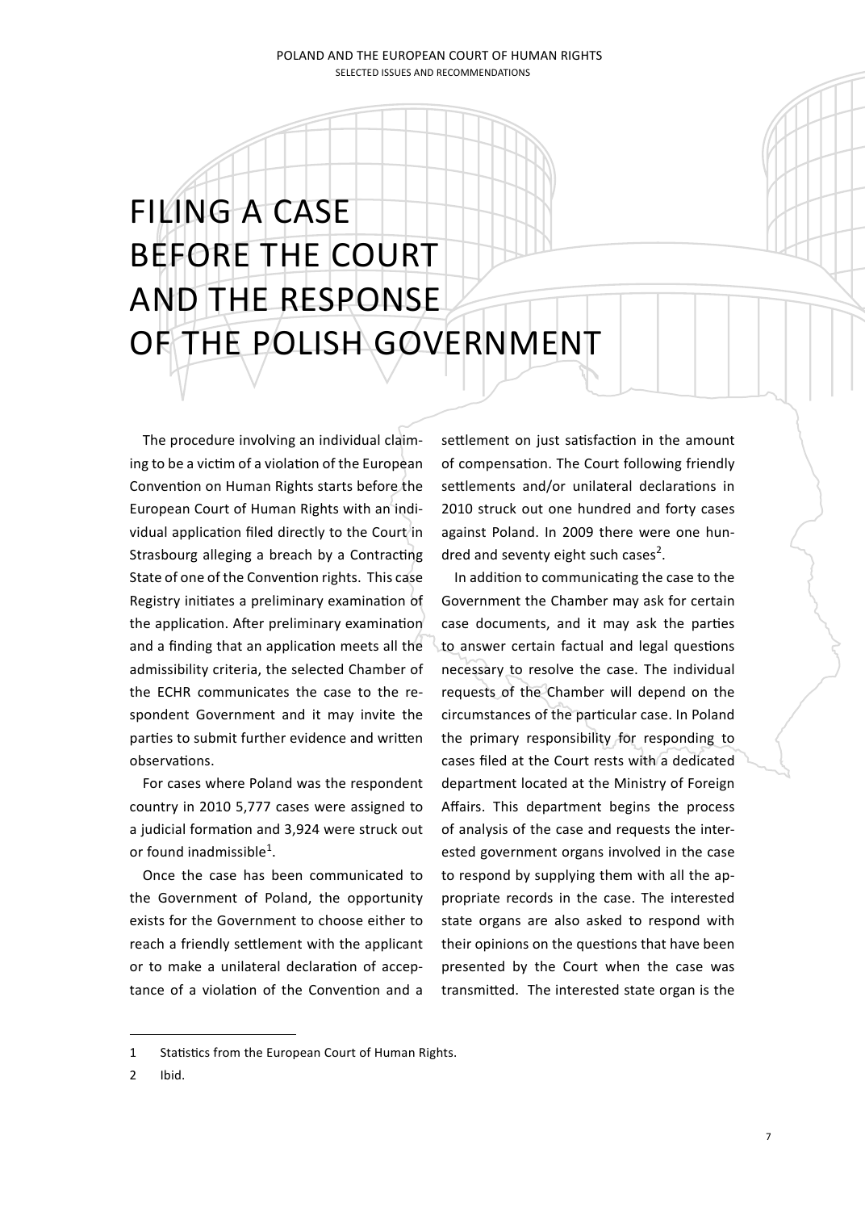# FILING A CASE BEFORE THE COURT AND THE RESPONSE OF THE POLISH GOVERNMENT

The procedure involving an individual claiming to be a victim of a violation of the European Convention on Human Rights starts before the European Court of Human Rights with an individual application filed directly to the Court in Strasbourg alleging a breach by a Contracting State of one of the Convention rights. This case Registry initiates a preliminary examination of the application. After preliminary examination and a finding that an application meets all the admissibility criteria, the selected Chamber of the ECHR communicates the case to the respondent Government and it may invite the parties to submit further evidence and written observations.

For cases where Poland was the respondent country in 2010 5,777 cases were assigned to a judicial formation and 3,924 were struck out or found inadmissible[1].

Once the case has been communicated to the Government of Poland, the opportunity exists for the Government to choose either to reach a friendly settlement with the applicant or to make a unilateral declaration of acceptance of a violation of the Convention and a settlement on just satisfaction in the amount of compensation. The Court following friendly settlements and/or unilateral declarations in 2010 struck out one hundred and forty cases against Poland. In 2009 there were one hundred and seventy eight such cases[2].

In addition to communicating the case to the Government the Chamber may ask for certain case documents, and it may ask the parties to answer certain factual and legal questions necessary to resolve the case. The individual requests of the Chamber will depend on the circumstances of the particular case. In Poland the primary responsibility for responding to cases filed at the Court rests with a dedicated department located at the Ministry of Foreign Affairs. This department begins the process of analysis of the case and requests the interested government organs involved in the case to respond by supplying them with all the appropriate records in the case. The interested state organs are also asked to respond with their opinions on the questions that have been presented by the Court when the case was transmitted. The interested state organ is the

---

1 Statistics from the European Court of Human Rights.

2 Ibid.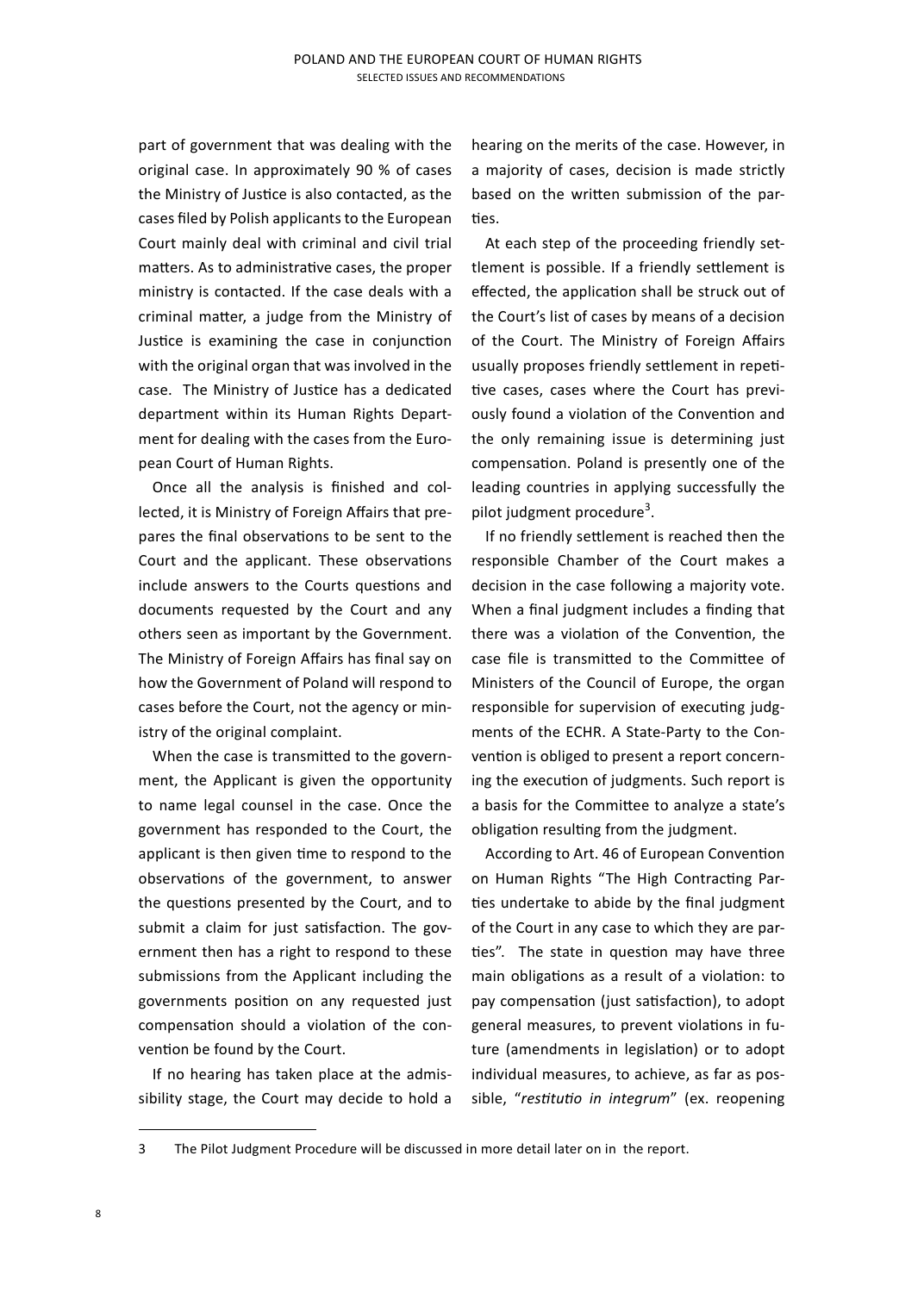part of government that was dealing with the original case. In approximately 90 % of cases the Ministry of Justice is also contacted, as the cases filed by Polish applicants to the European Court mainly deal with criminal and civil trial matters. As to administrative cases, the proper ministry is contacted. If the case deals with a criminal matter, a judge from the Ministry of Justice is examining the case in conjunction with the original organ that was involved in the case. The Ministry of Justice has a dedicated department within its Human Rights Department for dealing with the cases from the European Court of Human Rights.

Once all the analysis is finished and collected, it is Ministry of Foreign Affairs that prepares the final observations to be sent to the Court and the applicant. These observations include answers to the Courts questions and documents requested by the Court and any others seen as important by the Government. The Ministry of Foreign Affairs has final say on how the Government of Poland will respond to cases before the Court, not the agency or ministry of the original complaint.

When the case is transmitted to the government, the Applicant is given the opportunity to name legal counsel in the case. Once the government has responded to the Court, the applicant is then given time to respond to the observations of the government, to answer the questions presented by the Court, and to submit a claim for just satisfaction. The government then has a right to respond to these submissions from the Applicant including the governments position on any requested just compensation should a violation of the convention be found by the Court.

If no hearing has taken place at the admissibility stage, the Court may decide to hold a hearing on the merits of the case. However, in a majority of cases, decision is made strictly based on the written submission of the parties.

At each step of the proceeding friendly settlement is possible. If a friendly settlement is effected, the application shall be struck out of the Court's list of cases by means of a decision of the Court. The Ministry of Foreign Affairs usually proposes friendly settlement in repetitive cases, cases where the Court has previously found a violation of the Convention and the only remaining issue is determining just compensation. Poland is presently one of the leading countries in applying successfully the pilot judgment procedure[3].

If no friendly settlement is reached then the responsible Chamber of the Court makes a decision in the case following a majority vote. When a final judgment includes a finding that there was a violation of the Convention, the case file is transmitted to the Committee of Ministers of the Council of Europe, the organ responsible for supervision of executing judgments of the ECHR. A State-Party to the Convention is obliged to present a report concerning the execution of judgments. Such report is a basis for the Committee to analyze a state's obligation resulting from the judgment.

According to Art. 46 of European Convention on Human Rights "The High Contracting Parties undertake to abide by the final judgment of the Court in any case to which they are parties". The state in question may have three main obligations as a result of a violation: to pay compensation (just satisfaction), to adopt general measures, to prevent violations in future (amendments in legislation) or to adopt individual measures, to achieve, as far as possible, "*restitutio in integrum*" (ex. reopening

3 The Pilot Judgment Procedure will be discussed in more detail later on in the report.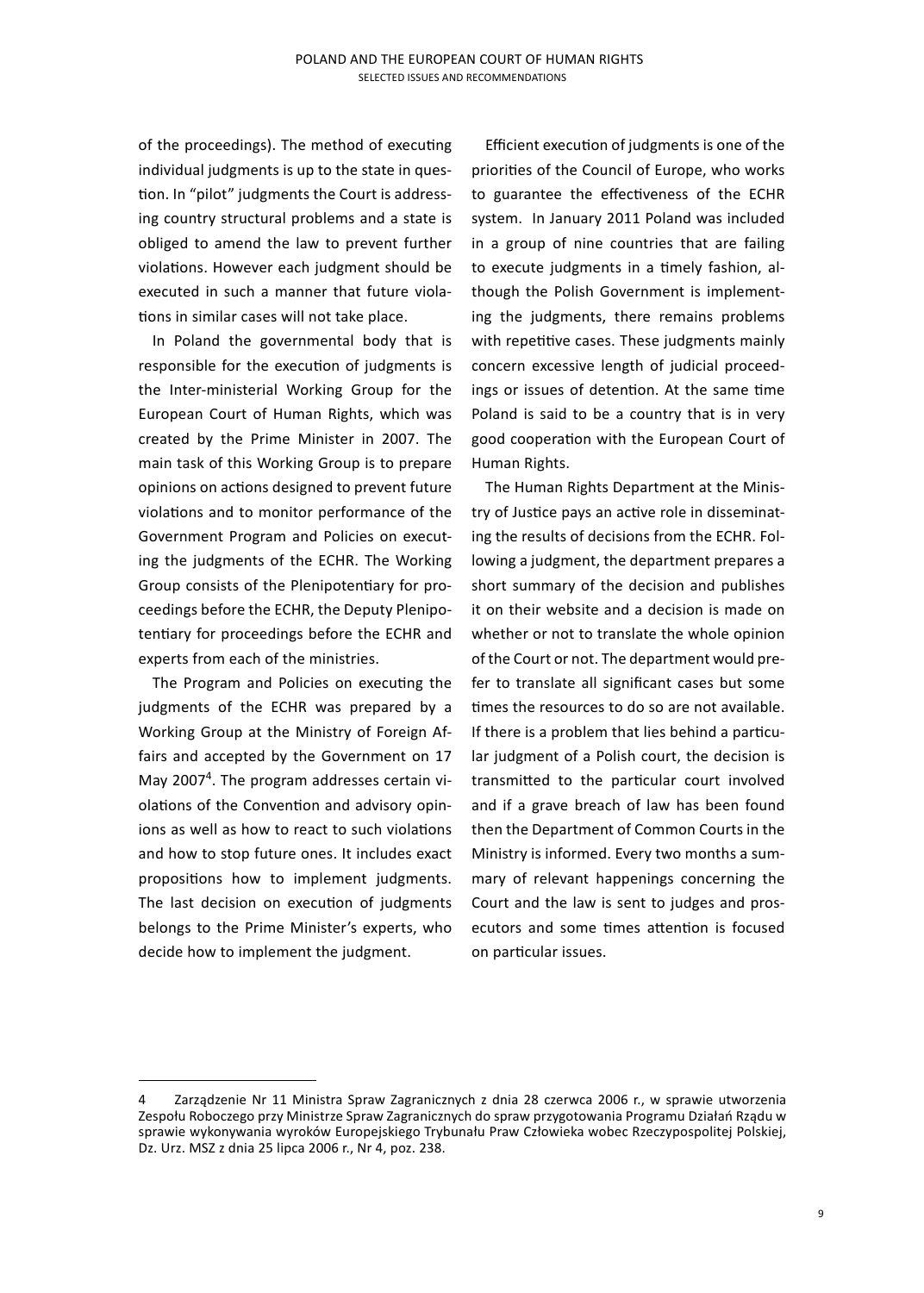of the proceedings). The method of executing individual judgments is up to the state in question. In "pilot" judgments the Court is addressing country structural problems and a state is obliged to amend the law to prevent further violations. However each judgment should be executed in such a manner that future violations in similar cases will not take place.

In Poland the governmental body that is responsible for the execution of judgments is the Inter-ministerial Working Group for the European Court of Human Rights, which was created by the Prime Minister in 2007. The main task of this Working Group is to prepare opinions on actions designed to prevent future violations and to monitor performance of the Government Program and Policies on executing the judgments of the ECHR. The Working Group consists of the Plenipotentiary for proceedings before the ECHR, the Deputy Plenipotentiary for proceedings before the ECHR and experts from each of the ministries.

The Program and Policies on executing the judgments of the ECHR was prepared by a Working Group at the Ministry of Foreign Affairs and accepted by the Government on 17 May 2007[4]. The program addresses certain violations of the Convention and advisory opinions as well as how to react to such violations and how to stop future ones. It includes exact propositions how to implement judgments. The last decision on execution of judgments belongs to the Prime Minister's experts, who decide how to implement the judgment.

Efficient execution of judgments is one of the priorities of the Council of Europe, who works to guarantee the effectiveness of the ECHR system. In January 2011 Poland was included in a group of nine countries that are failing to execute judgments in a timely fashion, although the Polish Government is implementing the judgments, there remains problems with repetitive cases. These judgments mainly concern excessive length of judicial proceedings or issues of detention. At the same time Poland is said to be a country that is in very good cooperation with the European Court of Human Rights.

The Human Rights Department at the Ministry of Justice pays an active role in disseminating the results of decisions from the ECHR. Following a judgment, the department prepares a short summary of the decision and publishes it on their website and a decision is made on whether or not to translate the whole opinion of the Court or not. The department would prefer to translate all significant cases but some times the resources to do so are not available. If there is a problem that lies behind a particular judgment of a Polish court, the decision is transmitted to the particular court involved and if a grave breach of law has been found then the Department of Common Courts in the Ministry is informed. Every two months a summary of relevant happenings concerning the Court and the law is sent to judges and prosecutors and some times attention is focused on particular issues.

---

4 Zarządzenie Nr 11 Ministra Spraw Zagranicznych z dnia 28 czerwca 2006 r., w sprawie utworzenia Zespołu Roboczego przy Ministrze Spraw Zagranicznych do spraw przygotowania Programu Działań Rządu w sprawie wykonywania wyroków Europejskiego Trybunału Praw Człowieka wobec Rzeczypospolitej Polskiej, Dz. Urz. MSZ z dnia 25 lipca 2006 r., Nr 4, poz. 238.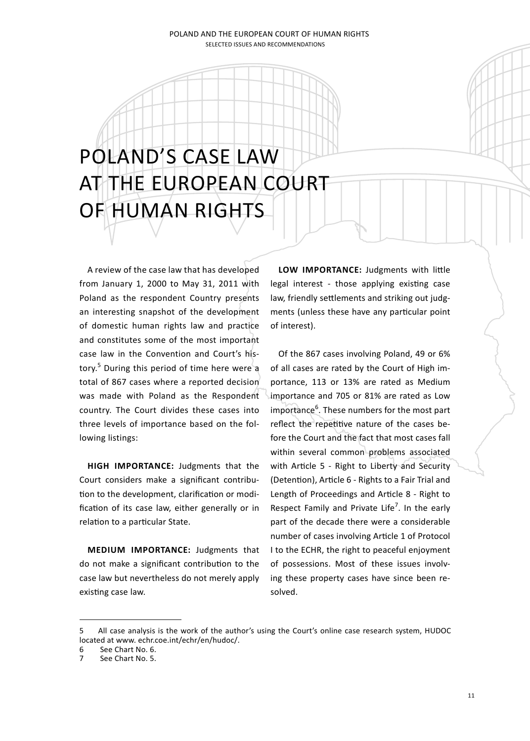# POLAND'S CASE LAW AT THE EUROPEAN COURT OF HUMAN RIGHTS

A review of the case law that has developed from January 1, 2000 to May 31, 2011 with Poland as the respondent Country presents an interesting snapshot of the development of domestic human rights law and practice and constitutes some of the most important case law in the Convention and Court's history.[5] During this period of time here were a total of 867 cases where a reported decision was made with Poland as the Respondent country. The Court divides these cases into three levels of importance based on the following listings:

**HIGH IMPORTANCE:** Judgments that the Court considers make a significant contribution to the development, clarification or modification of its case law, either generally or in relation to a particular State.

**MEDIUM IMPORTANCE:** Judgments that do not make a significant contribution to the case law but nevertheless do not merely apply existing case law.

**LOW IMPORTANCE:** Judgments with little legal interest - those applying existing case law, friendly settlements and striking out judgments (unless these have any particular point of interest).

Of the 867 cases involving Poland, 49 or 6% of all cases are rated by the Court of High importance, 113 or 13% are rated as Medium importance and 705 or 81% are rated as Low importance[6]. These numbers for the most part reflect the repetitive nature of the cases before the Court and the fact that most cases fall within several common problems associated with Article 5 - Right to Liberty and Security (Detention), Article 6 - Rights to a Fair Trial and Length of Proceedings and Article 8 - Right to Respect Family and Private Life[7]. In the early part of the decade there were a considerable number of cases involving Article 1 of Protocol I to the ECHR, the right to peaceful enjoyment of possessions. Most of these issues involving these property cases have since been resolved.

---

5 All case analysis is the work of the author's using the Court's online case research system, HUDOC located at www. echr.coe.int/echr/en/hudoc/.

6 See Chart No. 6.

7 See Chart No. 5.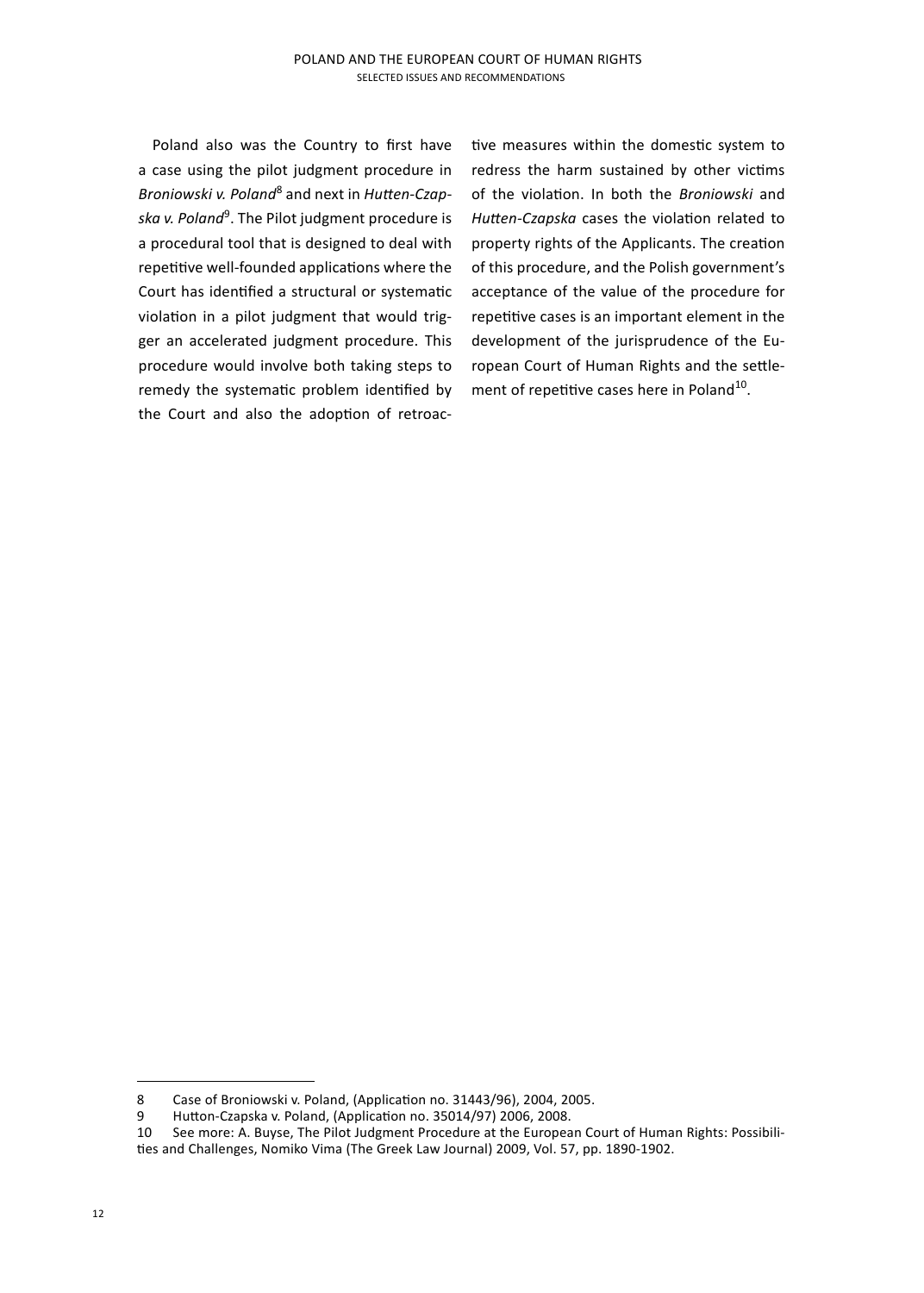Poland also was the Country to first have a case using the pilot judgment procedure in *Broniowski v. Poland*[8] and next in *Hutten-Czapska v. Poland*[9]. The Pilot judgment procedure is a procedural tool that is designed to deal with repetitive well-founded applications where the Court has identified a structural or systematic violation in a pilot judgment that would trigger an accelerated judgment procedure. This procedure would involve both taking steps to remedy the systematic problem identified by the Court and also the adoption of retroactive measures within the domestic system to redress the harm sustained by other victims of the violation. In both the *Broniowski* and *Hutten-Czapska* cases the violation related to property rights of the Applicants. The creation of this procedure, and the Polish government's acceptance of the value of the procedure for repetitive cases is an important element in the development of the jurisprudence of the European Court of Human Rights and the settlement of repetitive cases here in Poland[10].

---

8 Case of Broniowski v. Poland, (Application no. 31443/96), 2004, 2005.

9 Hutton-Czapska v. Poland, (Application no. 35014/97) 2006, 2008.

10 See more: A. Buyse, The Pilot Judgment Procedure at the European Court of Human Rights: Possibilities and Challenges, Nomiko Vima (The Greek Law Journal) 2009, Vol. 57, pp. 1890-1902.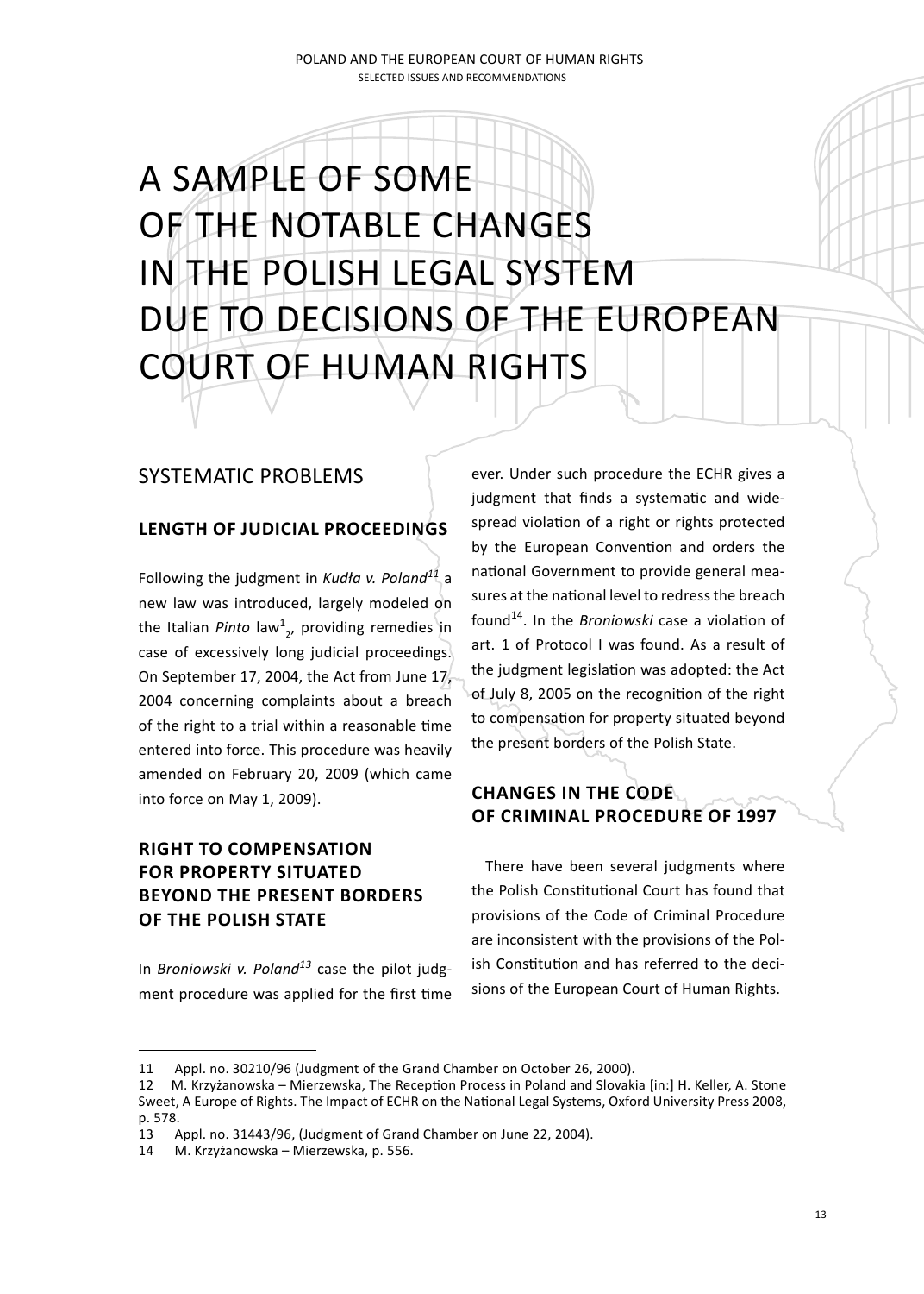# A SAMPLE OF SOME OF THE NOTABLE CHANGES IN THE POLISH LEGAL SYSTEM DUE TO DECISIONS OF THE EUROPEAN COURT OF HUMAN RIGHTS

## SYSTEMATIC PROBLEMS

### LENGTH OF JUDICIAL PROCEEDINGS

Following the judgment in *Kudła v. Poland*[11] a new law was introduced, largely modeled on the Italian *Pinto* law[12], providing remedies in case of excessively long judicial proceedings. On September 17, 2004, the Act from June 17, 2004 concerning complaints about a breach of the right to a trial within a reasonable time entered into force. This procedure was heavily amended on February 20, 2009 (which came into force on May 1, 2009).

### RIGHT TO COMPENSATION FOR PROPERTY SITUATED BEYOND THE PRESENT BORDERS OF THE POLISH STATE

In *Broniowski v. Poland*[13] case the pilot judgment procedure was applied for the first time ever. Under such procedure the ECHR gives a judgment that finds a systematic and wide-spread violation of a right or rights protected by the European Convention and orders the national Government to provide general measures at the national level to redress the breach found[14]. In the *Broniowski* case a violation of art. 1 of Protocol I was found. As a result of the judgment legislation was adopted: the Act of July 8, 2005 on the recognition of the right to compensation for property situated beyond the present borders of the Polish State.

### CHANGES IN THE CODE OF CRIMINAL PROCEDURE OF 1997

There have been several judgments where the Polish Constitutional Court has found that provisions of the Code of Criminal Procedure are inconsistent with the provisions of the Polish Constitution and has referred to the decisions of the European Court of Human Rights.

---

11 Appl. no. 30210/96 (Judgment of the Grand Chamber on October 26, 2000).

12 M. Krzyżanowska – Mierzewska, The Reception Process in Poland and Slovakia [in:] H. Keller, A. Stone Sweet, A Europe of Rights. The Impact of ECHR on the National Legal Systems, Oxford University Press 2008, p. 578.

13 Appl. no. 31443/96, (Judgment of Grand Chamber on June 22, 2004).

14 M. Krzyżanowska – Mierzewska, p. 556.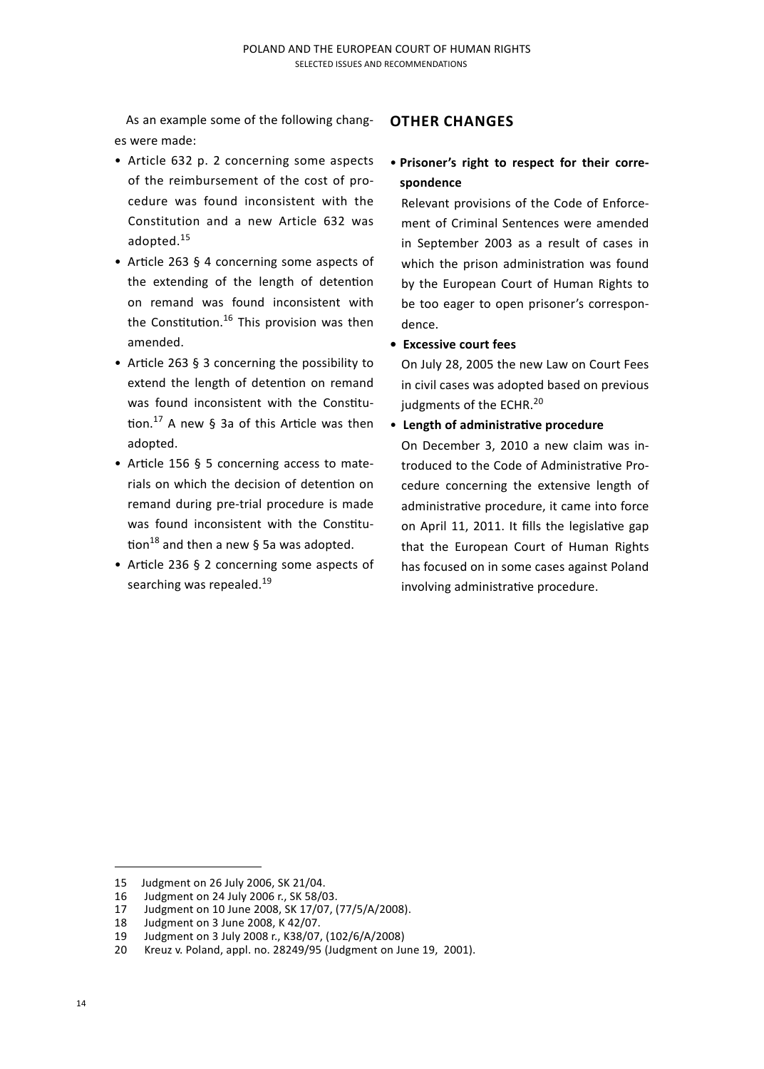As an example some of the following changes were made:

- Article 632 p. 2 concerning some aspects of the reimbursement of the cost of procedure was found inconsistent with the Constitution and a new Article 632 was adopted.[15]
- Article 263 § 4 concerning some aspects of the extending of the length of detention on remand was found inconsistent with the Constitution.[16] This provision was then amended.
- Article 263 § 3 concerning the possibility to extend the length of detention on remand was found inconsistent with the Constitution.[17] A new § 3a of this Article was then adopted.
- Article 156 § 5 concerning access to materials on which the decision of detention on remand during pre-trial procedure is made was found inconsistent with the Constitution[18] and then a new § 5a was adopted.
- Article 236 § 2 concerning some aspects of searching was repealed.[19]

## OTHER CHANGES

- **Prisoner's right to respect for their correspondence**

  Relevant provisions of the Code of Enforcement of Criminal Sentences were amended in September 2003 as a result of cases in which the prison administration was found by the European Court of Human Rights to be too eager to open prisoner's correspondence.

- **Excessive court fees**

  On July 28, 2005 the new Law on Court Fees in civil cases was adopted based on previous judgments of the ECHR.[20]

- **Length of administrative procedure**

  On December 3, 2010 a new claim was introduced to the Code of Administrative Procedure concerning the extensive length of administrative procedure, it came into force on April 11, 2011. It fills the legislative gap that the European Court of Human Rights has focused on in some cases against Poland involving administrative procedure.

---

15 Judgment on 26 July 2006, SK 21/04.

16 Judgment on 24 July 2006 r., SK 58/03.

17 Judgment on 10 June 2008, SK 17/07, (77/5/A/2008).

18 Judgment on 3 June 2008, K 42/07.

19 Judgment on 3 July 2008 r., K38/07, (102/6/A/2008)

20 Kreuz v. Poland, appl. no. 28249/95 (Judgment on June 19, 2001).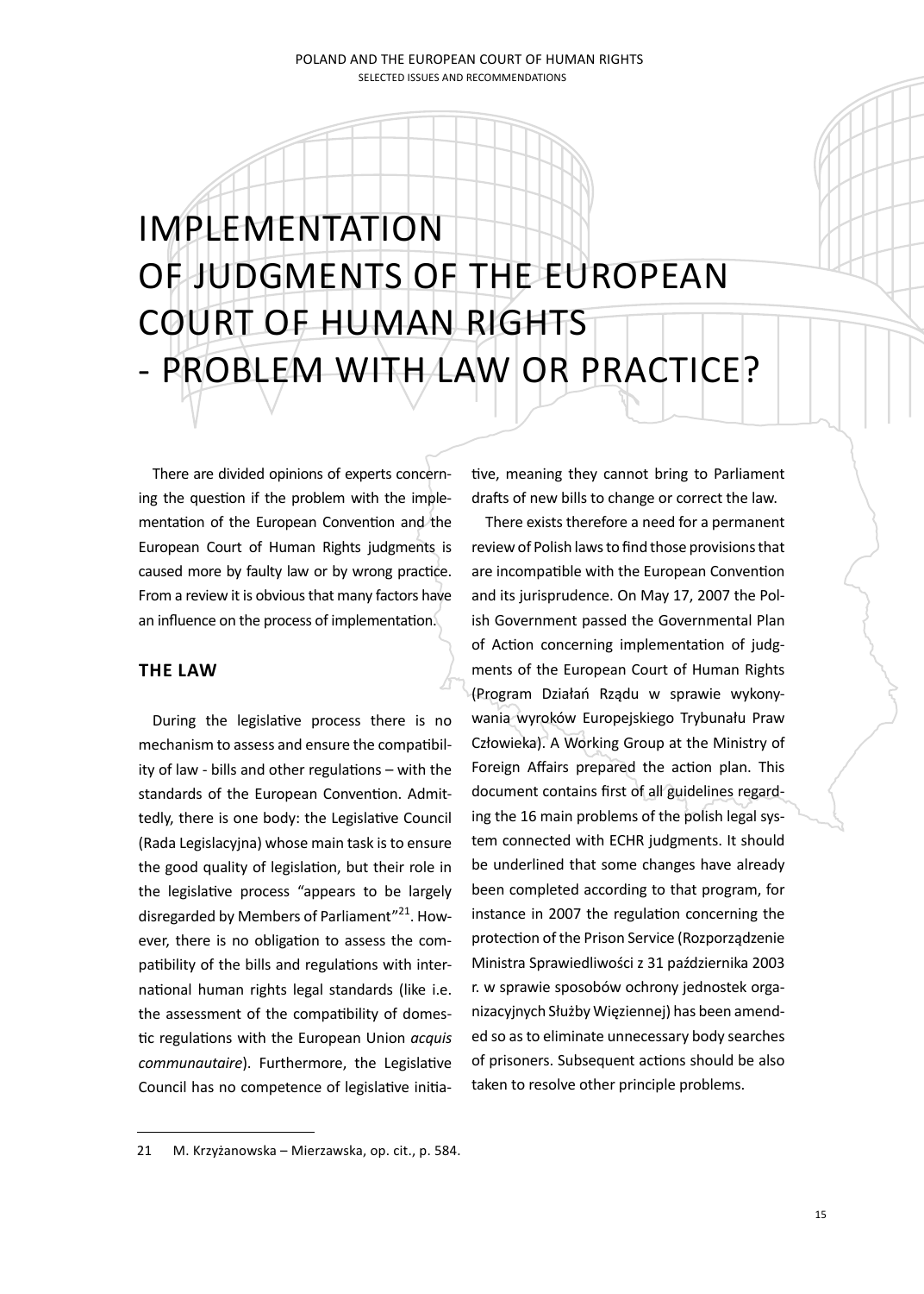# IMPLEMENTATION OF JUDGMENTS OF THE EUROPEAN COURT OF HUMAN RIGHTS - PROBLEM WITH LAW OR PRACTICE?

There are divided opinions of experts concerning the question if the problem with the implementation of the European Convention and the European Court of Human Rights judgments is caused more by faulty law or by wrong practice. From a review it is obvious that many factors have an influence on the process of implementation.

## THE LAW

During the legislative process there is no mechanism to assess and ensure the compatibility of law - bills and other regulations – with the standards of the European Convention. Admittedly, there is one body: the Legislative Council (Rada Legislacyjna) whose main task is to ensure the good quality of legislation, but their role in the legislative process "appears to be largely disregarded by Members of Parliament"[21]. However, there is no obligation to assess the compatibility of the bills and regulations with international human rights legal standards (like i.e. the assessment of the compatibility of domestic regulations with the European Union *acquis communautaire*). Furthermore, the Legislative Council has no competence of legislative initiative, meaning they cannot bring to Parliament drafts of new bills to change or correct the law.

There exists therefore a need for a permanent review of Polish laws to find those provisions that are incompatible with the European Convention and its jurisprudence. On May 17, 2007 the Polish Government passed the Governmental Plan of Action concerning implementation of judgments of the European Court of Human Rights (Program Działań Rządu w sprawie wykonywania wyroków Europejskiego Trybunału Praw Człowieka). A Working Group at the Ministry of Foreign Affairs prepared the action plan. This document contains first of all guidelines regarding the 16 main problems of the polish legal system connected with ECHR judgments. It should be underlined that some changes have already been completed according to that program, for instance in 2007 the regulation concerning the protection of the Prison Service (Rozporządzenie Ministra Sprawiedliwości z 31 października 2003 r. w sprawie sposobów ochrony jednostek organizacyjnych Służby Więziennej) has been amended so as to eliminate unnecessary body searches of prisoners. Subsequent actions should be also taken to resolve other principle problems.

---

21 M. Krzyżanowska – Mierzawska, op. cit., p. 584.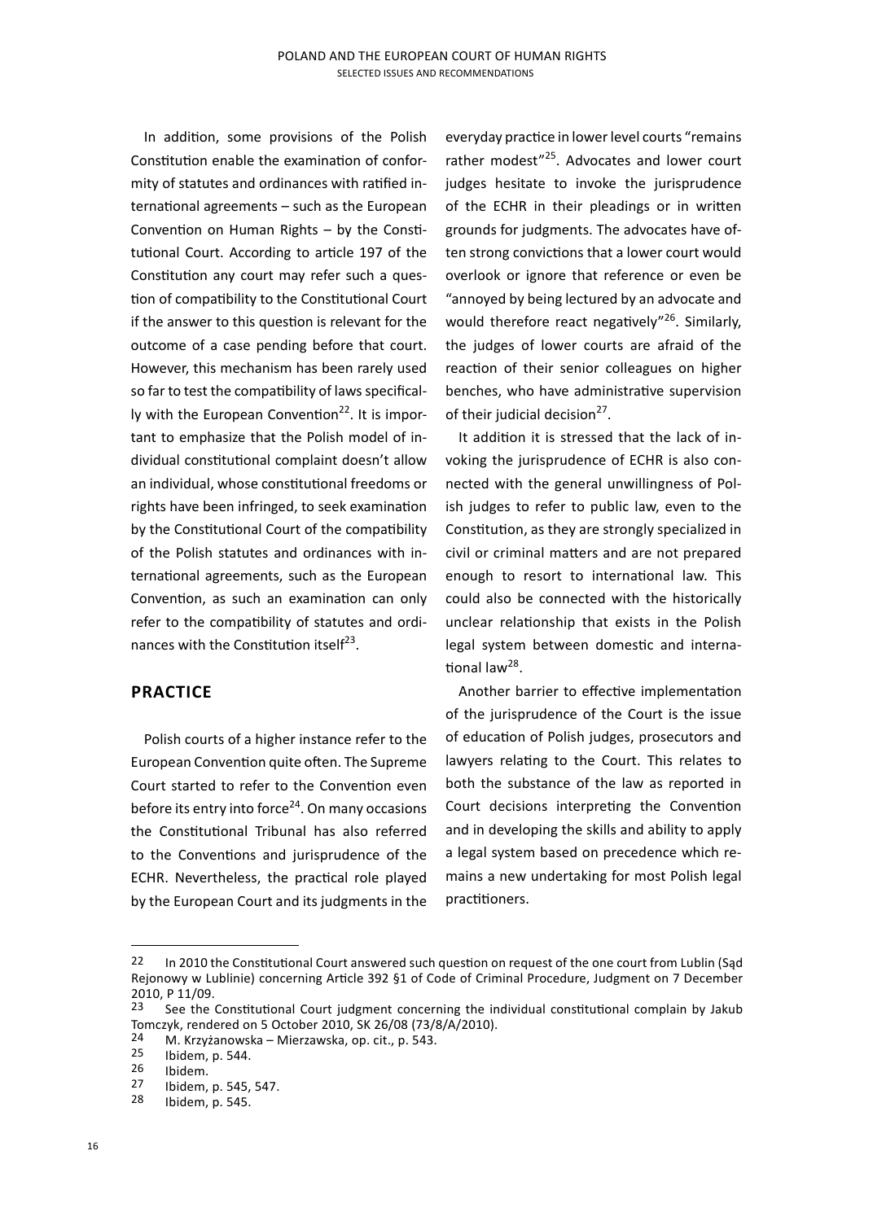In addition, some provisions of the Polish Constitution enable the examination of conformity of statutes and ordinances with ratified international agreements – such as the European Convention on Human Rights – by the Constitutional Court. According to article 197 of the Constitution any court may refer such a question of compatibility to the Constitutional Court if the answer to this question is relevant for the outcome of a case pending before that court. However, this mechanism has been rarely used so far to test the compatibility of laws specifically with the European Convention[22]. It is important to emphasize that the Polish model of individual constitutional complaint doesn't allow an individual, whose constitutional freedoms or rights have been infringed, to seek examination by the Constitutional Court of the compatibility of the Polish statutes and ordinances with international agreements, such as the European Convention, as such an examination can only refer to the compatibility of statutes and ordinances with the Constitution itself[23].

## PRACTICE

Polish courts of a higher instance refer to the European Convention quite often. The Supreme Court started to refer to the Convention even before its entry into force[24]. On many occasions the Constitutional Tribunal has also referred to the Conventions and jurisprudence of the ECHR. Nevertheless, the practical role played by the European Court and its judgments in the everyday practice in lower level courts "remains rather modest"[25]. Advocates and lower court judges hesitate to invoke the jurisprudence of the ECHR in their pleadings or in written grounds for judgments. The advocates have often strong convictions that a lower court would overlook or ignore that reference or even be "annoyed by being lectured by an advocate and would therefore react negatively"[26]. Similarly, the judges of lower courts are afraid of the reaction of their senior colleagues on higher benches, who have administrative supervision of their judicial decision[27].

It addition it is stressed that the lack of invoking the jurisprudence of ECHR is also connected with the general unwillingness of Polish judges to refer to public law, even to the Constitution, as they are strongly specialized in civil or criminal matters and are not prepared enough to resort to international law. This could also be connected with the historically unclear relationship that exists in the Polish legal system between domestic and international law[28].

Another barrier to effective implementation of the jurisprudence of the Court is the issue of education of Polish judges, prosecutors and lawyers relating to the Court. This relates to both the substance of the law as reported in Court decisions interpreting the Convention and in developing the skills and ability to apply a legal system based on precedence which remains a new undertaking for most Polish legal practitioners.

---

22 In 2010 the Constitutional Court answered such question on request of the one court from Lublin (Sąd Rejonowy w Lublinie) concerning Article 392 §1 of Code of Criminal Procedure, Judgment on 7 December 2010, P 11/09.

23 See the Constitutional Court judgment concerning the individual constitutional complain by Jakub Tomczyk, rendered on 5 October 2010, SK 26/08 (73/8/A/2010).

24 M. Krzyżanowska – Mierzawska, op. cit., p. 543.

25 Ibidem, p. 544.

26 Ibidem.

27 Ibidem, p. 545, 547.

28 Ibidem, p. 545.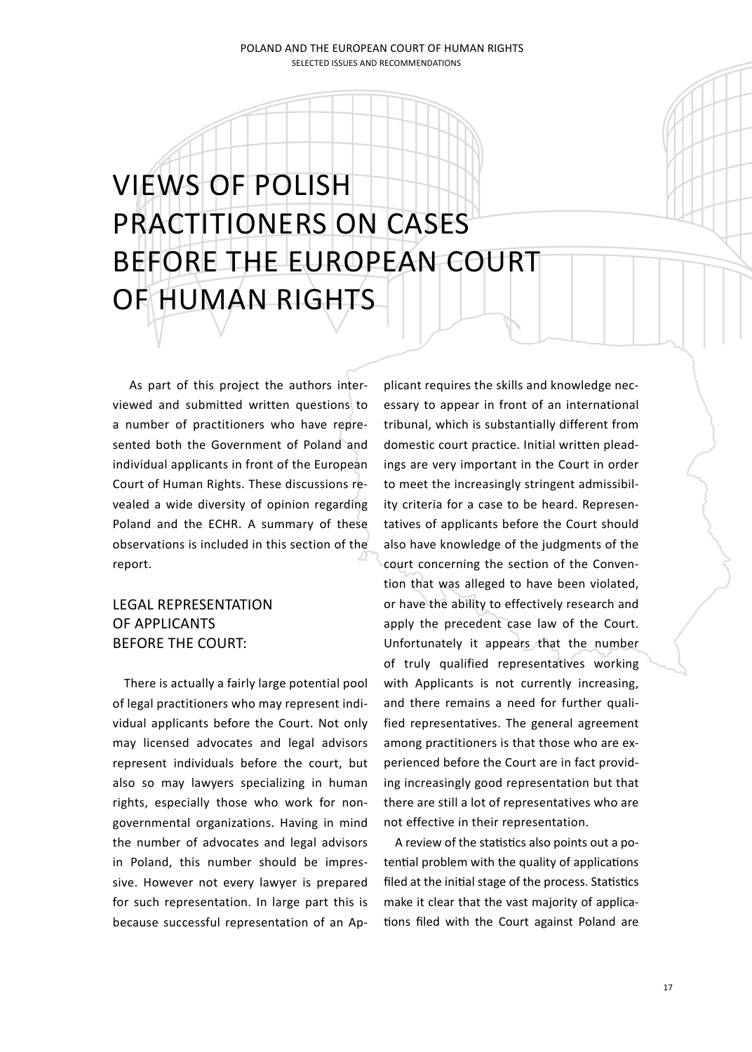# VIEWS OF POLISH PRACTITIONERS ON CASES BEFORE THE EUROPEAN COURT OF HUMAN RIGHTS

As part of this project the authors interviewed and submitted written questions to a number of practitioners who have represented both the Government of Poland and individual applicants in front of the European Court of Human Rights. These discussions revealed a wide diversity of opinion regarding Poland and the ECHR. A summary of these observations is included in this section of the report.

## LEGAL REPRESENTATION OF APPLICANTS BEFORE THE COURT:

There is actually a fairly large potential pool of legal practitioners who may represent individual applicants before the Court. Not only may licensed advocates and legal advisors represent individuals before the court, but also so may lawyers specializing in human rights, especially those who work for non-governmental organizations. Having in mind the number of advocates and legal advisors in Poland, this number should be impressive. However not every lawyer is prepared for such representation. In large part this is because successful representation of an Applicant requires the skills and knowledge necessary to appear in front of an international tribunal, which is substantially different from domestic court practice. Initial written pleadings are very important in the Court in order to meet the increasingly stringent admissibility criteria for a case to be heard. Representatives of applicants before the Court should also have knowledge of the judgments of the court concerning the section of the Convention that was alleged to have been violated, or have the ability to effectively research and apply the precedent case law of the Court. Unfortunately it appears that the number of truly qualified representatives working with Applicants is not currently increasing, and there remains a need for further qualified representatives. The general agreement among practitioners is that those who are experienced before the Court are in fact providing increasingly good representation but that there are still a lot of representatives who are not effective in their representation.

A review of the statistics also points out a potential problem with the quality of applications filed at the initial stage of the process. Statistics make it clear that the vast majority of applications filed with the Court against Poland are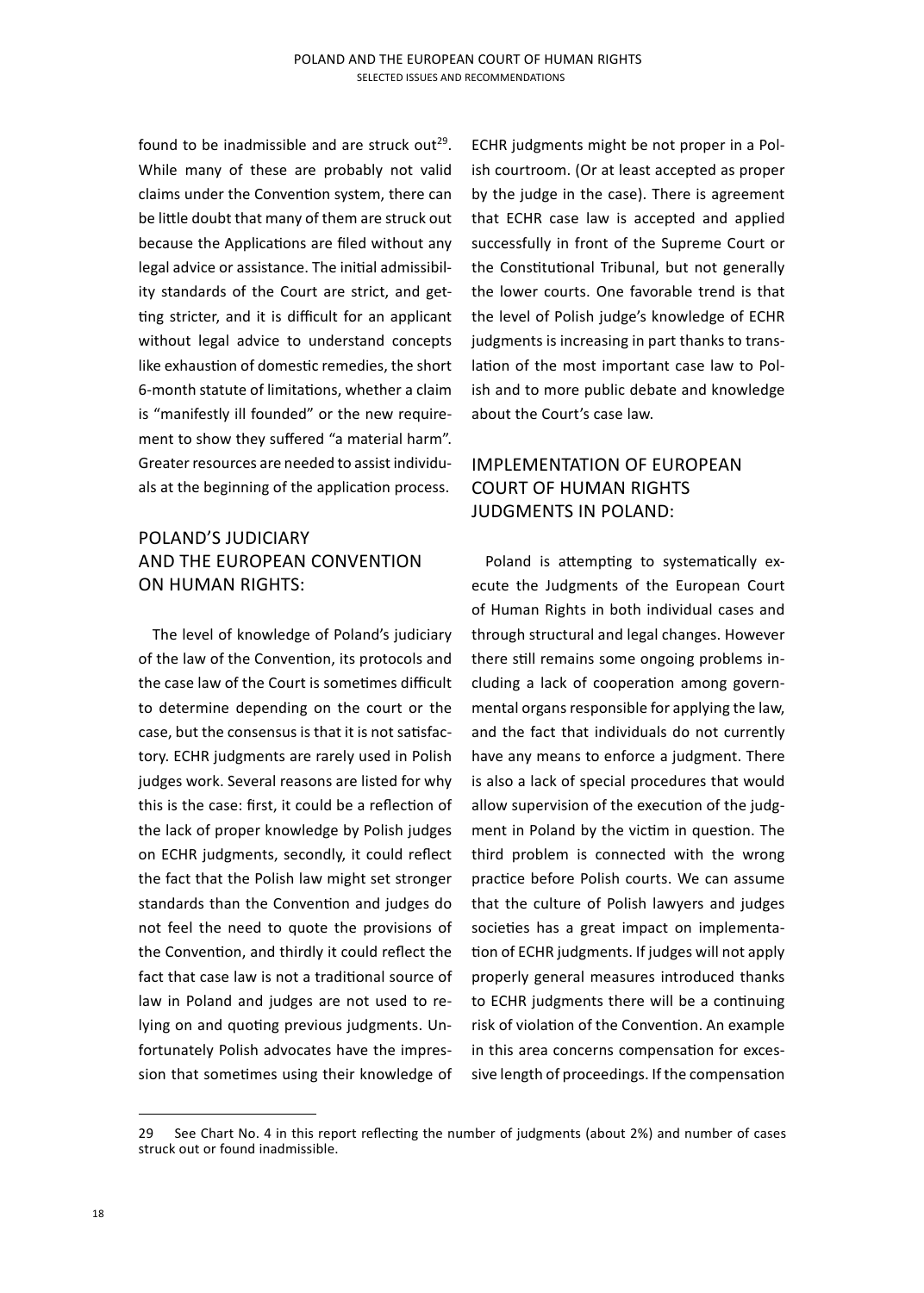found to be inadmissible and are struck out[29]. While many of these are probably not valid claims under the Convention system, there can be little doubt that many of them are struck out because the Applications are filed without any legal advice or assistance. The initial admissibility standards of the Court are strict, and getting stricter, and it is difficult for an applicant without legal advice to understand concepts like exhaustion of domestic remedies, the short 6-month statute of limitations, whether a claim is "manifestly ill founded" or the new requirement to show they suffered "a material harm". Greater resources are needed to assist individuals at the beginning of the application process.

## POLAND'S JUDICIARY AND THE EUROPEAN CONVENTION ON HUMAN RIGHTS:

The level of knowledge of Poland's judiciary of the law of the Convention, its protocols and the case law of the Court is sometimes difficult to determine depending on the court or the case, but the consensus is that it is not satisfactory. ECHR judgments are rarely used in Polish judges work. Several reasons are listed for why this is the case: first, it could be a reflection of the lack of proper knowledge by Polish judges on ECHR judgments, secondly, it could reflect the fact that the Polish law might set stronger standards than the Convention and judges do not feel the need to quote the provisions of the Convention, and thirdly it could reflect the fact that case law is not a traditional source of law in Poland and judges are not used to relying on and quoting previous judgments. Unfortunately Polish advocates have the impression that sometimes using their knowledge of ECHR judgments might be not proper in a Polish courtroom. (Or at least accepted as proper by the judge in the case). There is agreement that ECHR case law is accepted and applied successfully in front of the Supreme Court or the Constitutional Tribunal, but not generally the lower courts. One favorable trend is that the level of Polish judge's knowledge of ECHR judgments is increasing in part thanks to translation of the most important case law to Polish and to more public debate and knowledge about the Court's case law.

## IMPLEMENTATION OF EUROPEAN COURT OF HUMAN RIGHTS JUDGMENTS IN POLAND:

Poland is attempting to systematically execute the Judgments of the European Court of Human Rights in both individual cases and through structural and legal changes. However there still remains some ongoing problems including a lack of cooperation among governmental organs responsible for applying the law, and the fact that individuals do not currently have any means to enforce a judgment. There is also a lack of special procedures that would allow supervision of the execution of the judgment in Poland by the victim in question. The third problem is connected with the wrong practice before Polish courts. We can assume that the culture of Polish lawyers and judges societies has a great impact on implementation of ECHR judgments. If judges will not apply properly general measures introduced thanks to ECHR judgments there will be a continuing risk of violation of the Convention. An example in this area concerns compensation for excessive length of proceedings. If the compensation

---

29 See Chart No. 4 in this report reflecting the number of judgments (about 2%) and number of cases struck out or found inadmissible.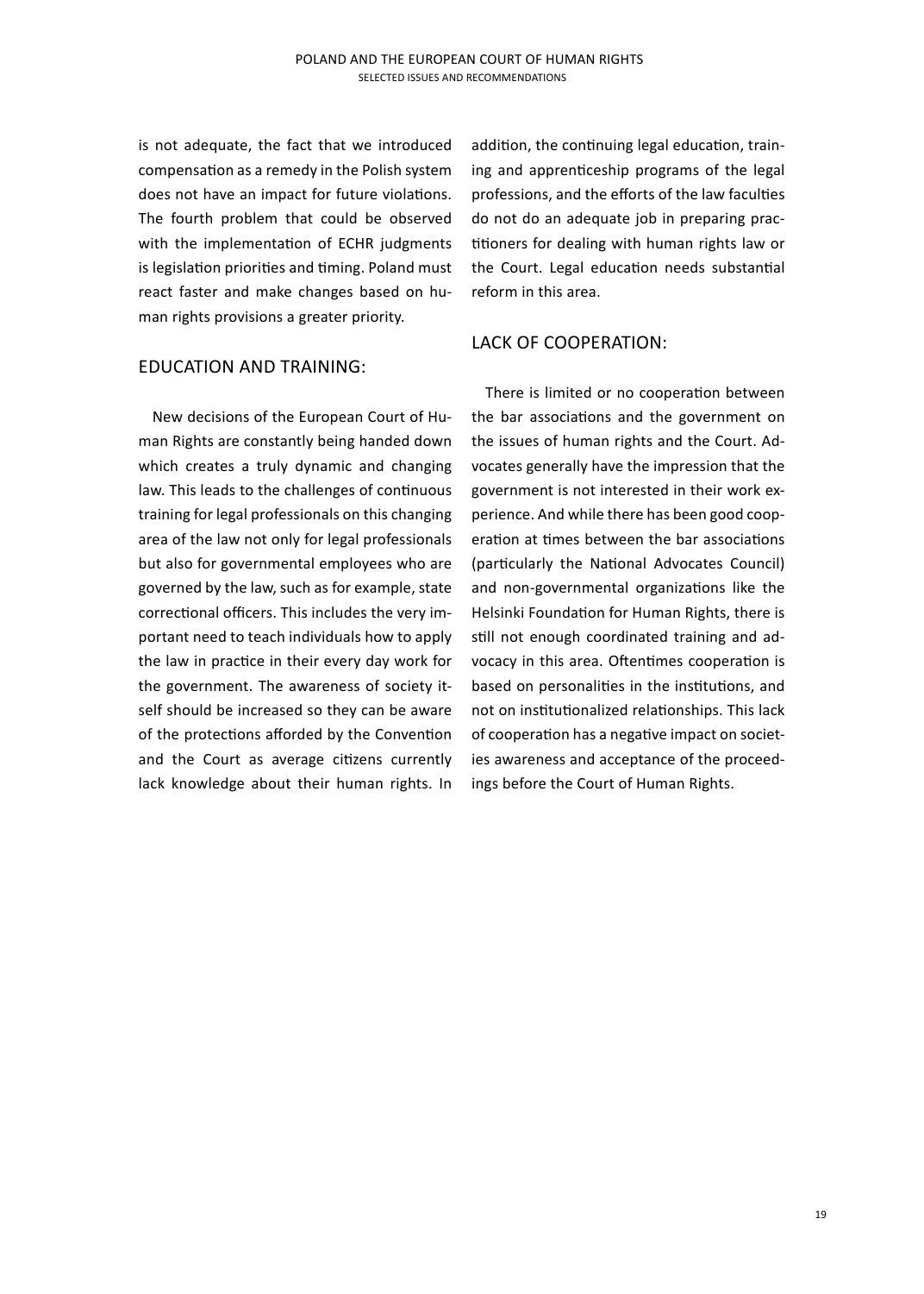is not adequate, the fact that we introduced compensation as a remedy in the Polish system does not have an impact for future violations. The fourth problem that could be observed with the implementation of ECHR judgments is legislation priorities and timing. Poland must react faster and make changes based on human rights provisions a greater priority.

## EDUCATION AND TRAINING:

New decisions of the European Court of Human Rights are constantly being handed down which creates a truly dynamic and changing law. This leads to the challenges of continuous training for legal professionals on this changing area of the law not only for legal professionals but also for governmental employees who are governed by the law, such as for example, state correctional officers. This includes the very important need to teach individuals how to apply the law in practice in their every day work for the government. The awareness of society itself should be increased so they can be aware of the protections afforded by the Convention and the Court as average citizens currently lack knowledge about their human rights. In addition, the continuing legal education, training and apprenticeship programs of the legal professions, and the efforts of the law faculties do not do an adequate job in preparing practitioners for dealing with human rights law or the Court. Legal education needs substantial reform in this area.

## LACK OF COOPERATION:

There is limited or no cooperation between the bar associations and the government on the issues of human rights and the Court. Advocates generally have the impression that the government is not interested in their work experience. And while there has been good cooperation at times between the bar associations (particularly the National Advocates Council) and non-governmental organizations like the Helsinki Foundation for Human Rights, there is still not enough coordinated training and advocacy in this area. Oftentimes cooperation is based on personalities in the institutions, and not on institutionalized relationships. This lack of cooperation has a negative impact on societies awareness and acceptance of the proceedings before the Court of Human Rights.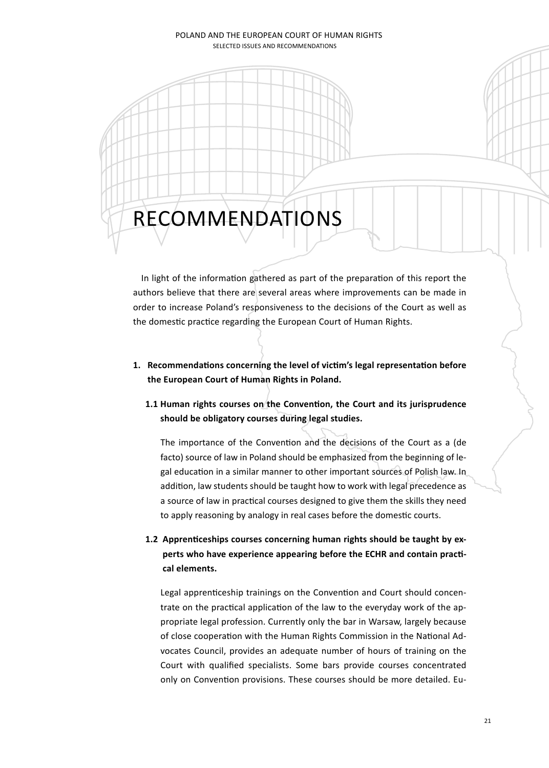# RECOMMENDATIONS

In light of the information gathered as part of the preparation of this report the authors believe that there are several areas where improvements can be made in order to increase Poland's responsiveness to the decisions of the Court as well as the domestic practice regarding the European Court of Human Rights.

1. **Recommendations concerning the level of victim's legal representation before the European Court of Human Rights in Poland.**

   **1.1 Human rights courses on the Convention, the Court and its jurisprudence should be obligatory courses during legal studies.**

   The importance of the Convention and the decisions of the Court as a (de facto) source of law in Poland should be emphasized from the beginning of legal education in a similar manner to other important sources of Polish law. In addition, law students should be taught how to work with legal precedence as a source of law in practical courses designed to give them the skills they need to apply reasoning by analogy in real cases before the domestic courts.

   **1.2 Apprenticeships courses concerning human rights should be taught by experts who have experience appearing before the ECHR and contain practical elements.**

   Legal apprenticeship trainings on the Convention and Court should concentrate on the practical application of the law to the everyday work of the appropriate legal profession. Currently only the bar in Warsaw, largely because of close cooperation with the Human Rights Commission in the National Advocates Council, provides an adequate number of hours of training on the Court with qualified specialists. Some bars provide courses concentrated only on Convention provisions. These courses should be more detailed. Eu-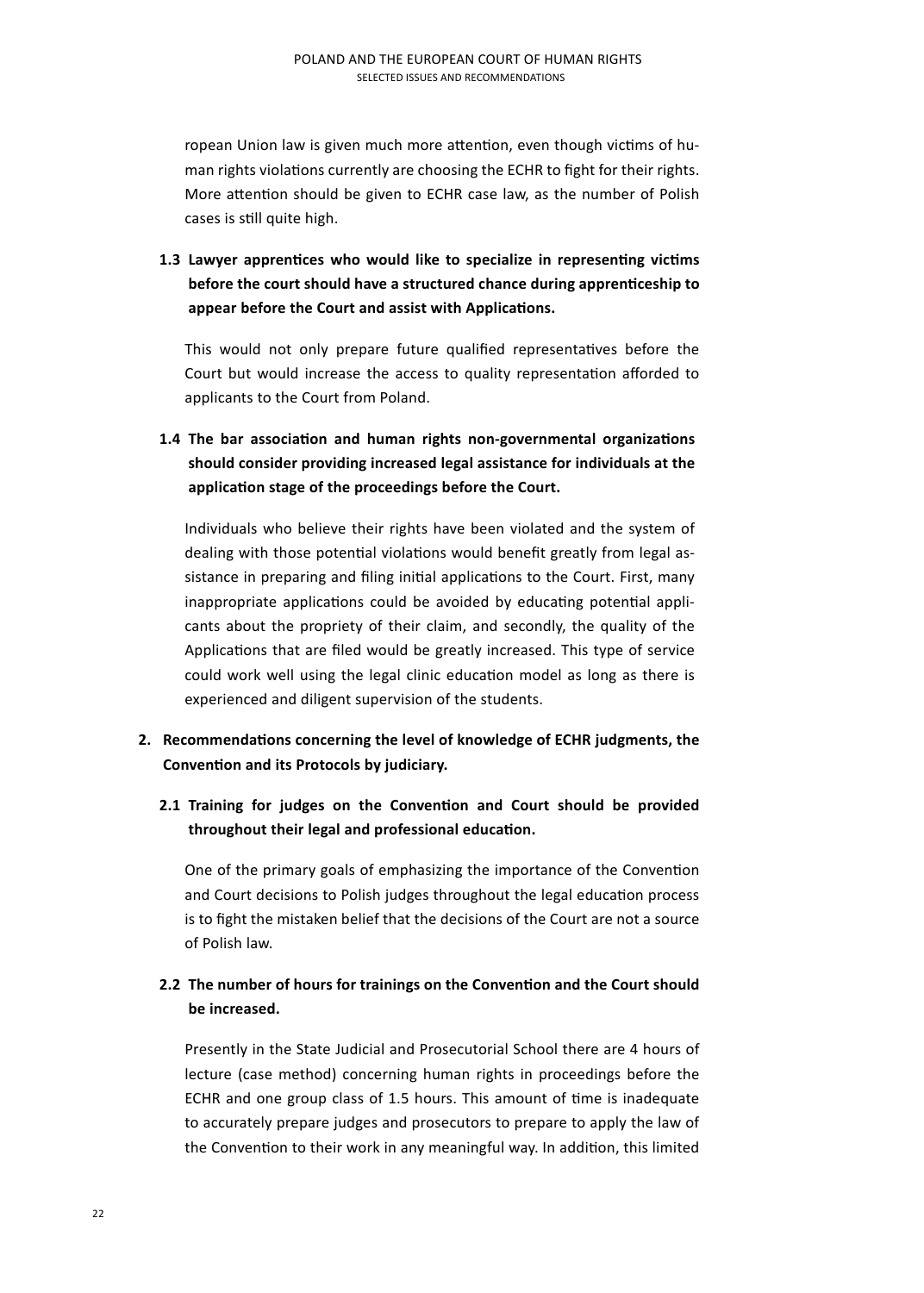ropean Union law is given much more attention, even though victims of human rights violations currently are choosing the ECHR to fight for their rights. More attention should be given to ECHR case law, as the number of Polish cases is still quite high.

**1.3 Lawyer apprentices who would like to specialize in representing victims before the court should have a structured chance during apprenticeship to appear before the Court and assist with Applications.**

This would not only prepare future qualified representatives before the Court but would increase the access to quality representation afforded to applicants to the Court from Poland.

**1.4 The bar association and human rights non-governmental organizations should consider providing increased legal assistance for individuals at the application stage of the proceedings before the Court.**

Individuals who believe their rights have been violated and the system of dealing with those potential violations would benefit greatly from legal assistance in preparing and filing initial applications to the Court. First, many inappropriate applications could be avoided by educating potential applicants about the propriety of their claim, and secondly, the quality of the Applications that are filed would be greatly increased. This type of service could work well using the legal clinic education model as long as there is experienced and diligent supervision of the students.

**2. Recommendations concerning the level of knowledge of ECHR judgments, the Convention and its Protocols by judiciary.**

**2.1 Training for judges on the Convention and Court should be provided throughout their legal and professional education.**

One of the primary goals of emphasizing the importance of the Convention and Court decisions to Polish judges throughout the legal education process is to fight the mistaken belief that the decisions of the Court are not a source of Polish law.

**2.2 The number of hours for trainings on the Convention and the Court should be increased.**

Presently in the State Judicial and Prosecutorial School there are 4 hours of lecture (case method) concerning human rights in proceedings before the ECHR and one group class of 1.5 hours. This amount of time is inadequate to accurately prepare judges and prosecutors to prepare to apply the law of the Convention to their work in any meaningful way. In addition, this limited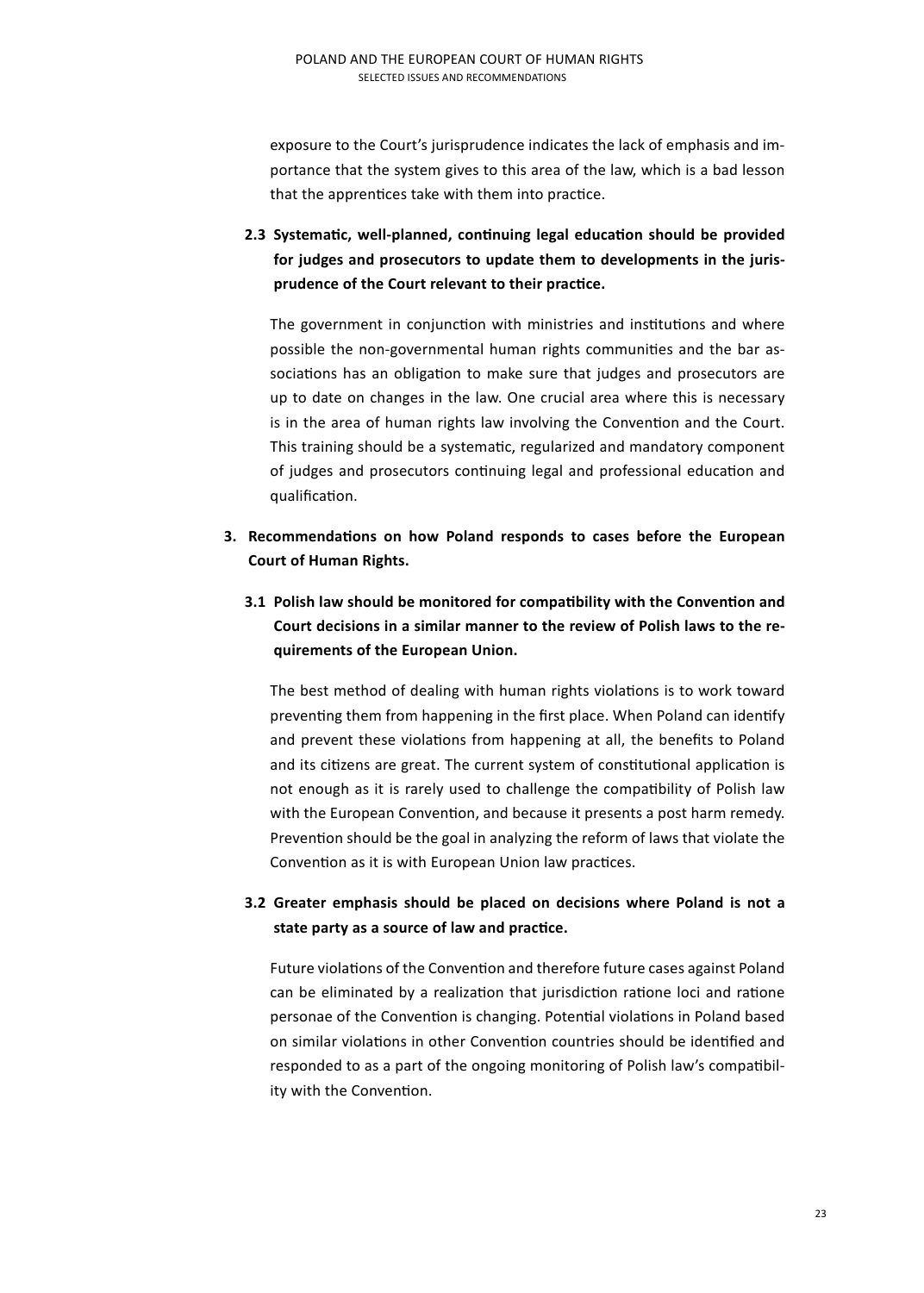exposure to the Court's jurisprudence indicates the lack of emphasis and importance that the system gives to this area of the law, which is a bad lesson that the apprentices take with them into practice.

**2.3 Systematic, well-planned, continuing legal education should be provided for judges and prosecutors to update them to developments in the jurisprudence of the Court relevant to their practice.**

The government in conjunction with ministries and institutions and where possible the non-governmental human rights communities and the bar associations has an obligation to make sure that judges and prosecutors are up to date on changes in the law. One crucial area where this is necessary is in the area of human rights law involving the Convention and the Court. This training should be a systematic, regularized and mandatory component of judges and prosecutors continuing legal and professional education and qualification.

**3. Recommendations on how Poland responds to cases before the European Court of Human Rights.**

**3.1 Polish law should be monitored for compatibility with the Convention and Court decisions in a similar manner to the review of Polish laws to the requirements of the European Union.**

The best method of dealing with human rights violations is to work toward preventing them from happening in the first place. When Poland can identify and prevent these violations from happening at all, the benefits to Poland and its citizens are great. The current system of constitutional application is not enough as it is rarely used to challenge the compatibility of Polish law with the European Convention, and because it presents a post harm remedy. Prevention should be the goal in analyzing the reform of laws that violate the Convention as it is with European Union law practices.

**3.2 Greater emphasis should be placed on decisions where Poland is not a state party as a source of law and practice.**

Future violations of the Convention and therefore future cases against Poland can be eliminated by a realization that jurisdiction ratione loci and ratione personae of the Convention is changing. Potential violations in Poland based on similar violations in other Convention countries should be identified and responded to as a part of the ongoing monitoring of Polish law's compatibility with the Convention.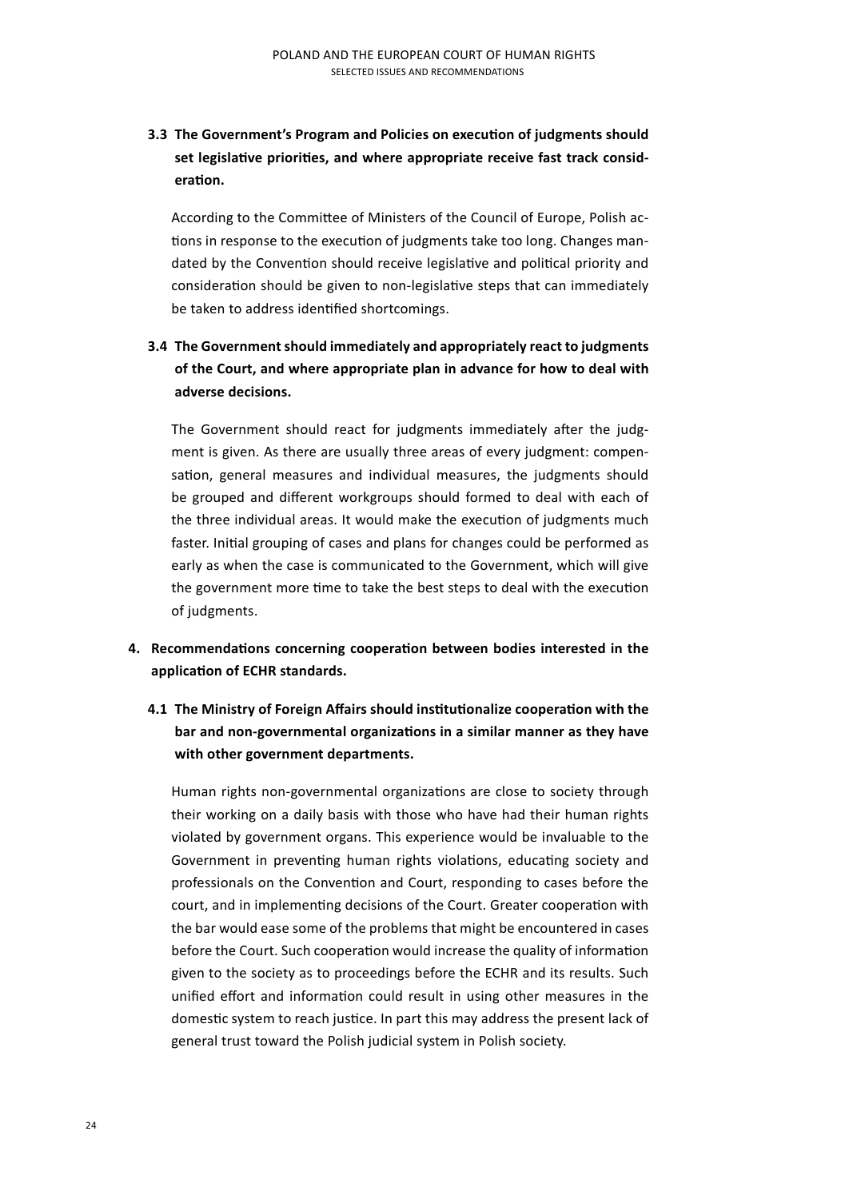### 3.3 The Government's Program and Policies on execution of judgments should set legislative priorities, and where appropriate receive fast track consideration.

According to the Committee of Ministers of the Council of Europe, Polish actions in response to the execution of judgments take too long. Changes mandated by the Convention should receive legislative and political priority and consideration should be given to non-legislative steps that can immediately be taken to address identified shortcomings.

### 3.4 The Government should immediately and appropriately react to judgments of the Court, and where appropriate plan in advance for how to deal with adverse decisions.

The Government should react for judgments immediately after the judgment is given. As there are usually three areas of every judgment: compensation, general measures and individual measures, the judgments should be grouped and different workgroups should formed to deal with each of the three individual areas. It would make the execution of judgments much faster. Initial grouping of cases and plans for changes could be performed as early as when the case is communicated to the Government, which will give the government more time to take the best steps to deal with the execution of judgments.

## 4. Recommendations concerning cooperation between bodies interested in the application of ECHR standards.

### 4.1 The Ministry of Foreign Affairs should institutionalize cooperation with the bar and non-governmental organizations in a similar manner as they have with other government departments.

Human rights non-governmental organizations are close to society through their working on a daily basis with those who have had their human rights violated by government organs. This experience would be invaluable to the Government in preventing human rights violations, educating society and professionals on the Convention and Court, responding to cases before the court, and in implementing decisions of the Court. Greater cooperation with the bar would ease some of the problems that might be encountered in cases before the Court. Such cooperation would increase the quality of information given to the society as to proceedings before the ECHR and its results. Such unified effort and information could result in using other measures in the domestic system to reach justice. In part this may address the present lack of general trust toward the Polish judicial system in Polish society.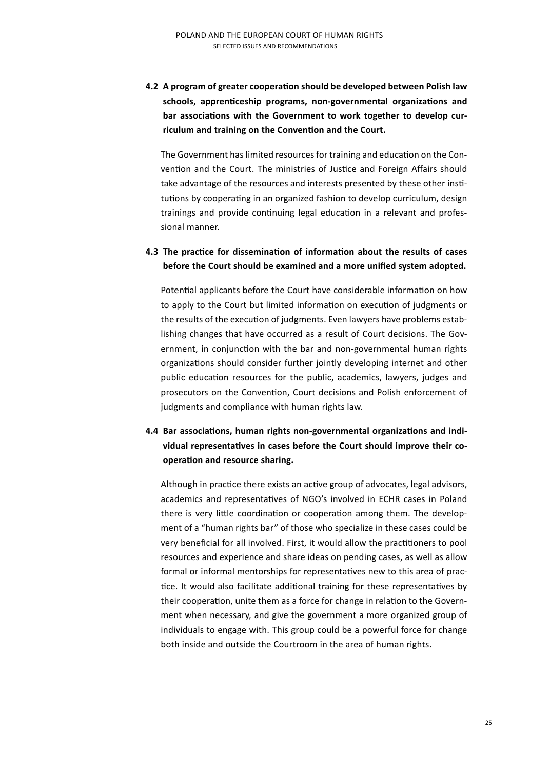### 4.2 A program of greater cooperation should be developed between Polish law schools, apprenticeship programs, non-governmental organizations and bar associations with the Government to work together to develop curriculum and training on the Convention and the Court.

The Government has limited resources for training and education on the Convention and the Court. The ministries of Justice and Foreign Affairs should take advantage of the resources and interests presented by these other institutions by cooperating in an organized fashion to develop curriculum, design trainings and provide continuing legal education in a relevant and professional manner.

### 4.3 The practice for dissemination of information about the results of cases before the Court should be examined and a more unified system adopted.

Potential applicants before the Court have considerable information on how to apply to the Court but limited information on execution of judgments or the results of the execution of judgments. Even lawyers have problems establishing changes that have occurred as a result of Court decisions. The Government, in conjunction with the bar and non-governmental human rights organizations should consider further jointly developing internet and other public education resources for the public, academics, lawyers, judges and prosecutors on the Convention, Court decisions and Polish enforcement of judgments and compliance with human rights law.

### 4.4 Bar associations, human rights non-governmental organizations and individual representatives in cases before the Court should improve their cooperation and resource sharing.

Although in practice there exists an active group of advocates, legal advisors, academics and representatives of NGO's involved in ECHR cases in Poland there is very little coordination or cooperation among them. The development of a "human rights bar" of those who specialize in these cases could be very beneficial for all involved. First, it would allow the practitioners to pool resources and experience and share ideas on pending cases, as well as allow formal or informal mentorships for representatives new to this area of practice. It would also facilitate additional training for these representatives by their cooperation, unite them as a force for change in relation to the Government when necessary, and give the government a more organized group of individuals to engage with. This group could be a powerful force for change both inside and outside the Courtroom in the area of human rights.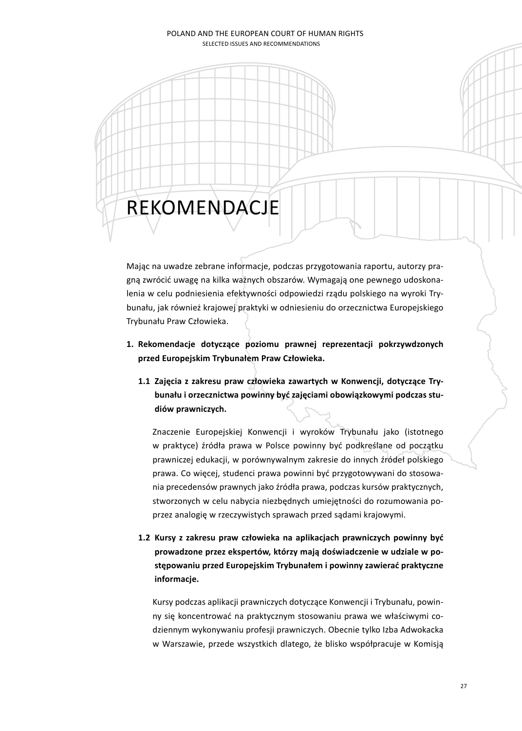# REKOMENDACJE

Mając na uwadze zebrane informacje, podczas przygotowania raportu, autorzy pragną zwrócić uwagę na kilka ważnych obszarów. Wymagają one pewnego udoskonalenia w celu podniesienia efektywności odpowiedzi rządu polskiego na wyroki Trybunału, jak również krajowej praktyki w odniesieniu do orzecznictwa Europejskiego Trybunału Praw Człowieka.

1. **Rekomendacje dotyczące poziomu prawnej reprezentacji pokrzywdzonych przed Europejskim Trybunałem Praw Człowieka.**

   **1.1 Zajęcia z zakresu praw człowieka zawartych w Konwencji, dotyczące Trybunału i orzecznictwa powinny być zajęciami obowiązkowymi podczas studiów prawniczych.**

   Znaczenie Europejskiej Konwencji i wyroków Trybunału jako (istotnego w praktyce) źródła prawa w Polsce powinny być podkreślane od początku prawniczej edukacji, w porównywalnym zakresie do innych źródeł polskiego prawa. Co więcej, studenci prawa powinni być przygotowywani do stosowania precedensów prawnych jako źródła prawa, podczas kursów praktycznych, stworzonych w celu nabycia niezbędnych umiejętności do rozumowania poprzez analogię w rzeczywistych sprawach przed sądami krajowymi.

   **1.2 Kursy z zakresu praw człowieka na aplikacjach prawniczych powinny być prowadzone przez ekspertów, którzy mają doświadczenie w udziale w postępowaniu przed Europejskim Trybunałem i powinny zawierać praktyczne informacje.**

   Kursy podczas aplikacji prawniczych dotyczące Konwencji i Trybunału, powinny się koncentrować na praktycznym stosowaniu prawa we właściwymi codziennym wykonywaniu profesji prawniczych. Obecnie tylko Izba Adwokacka w Warszawie, przede wszystkich dlatego, że blisko współpracuje w Komisją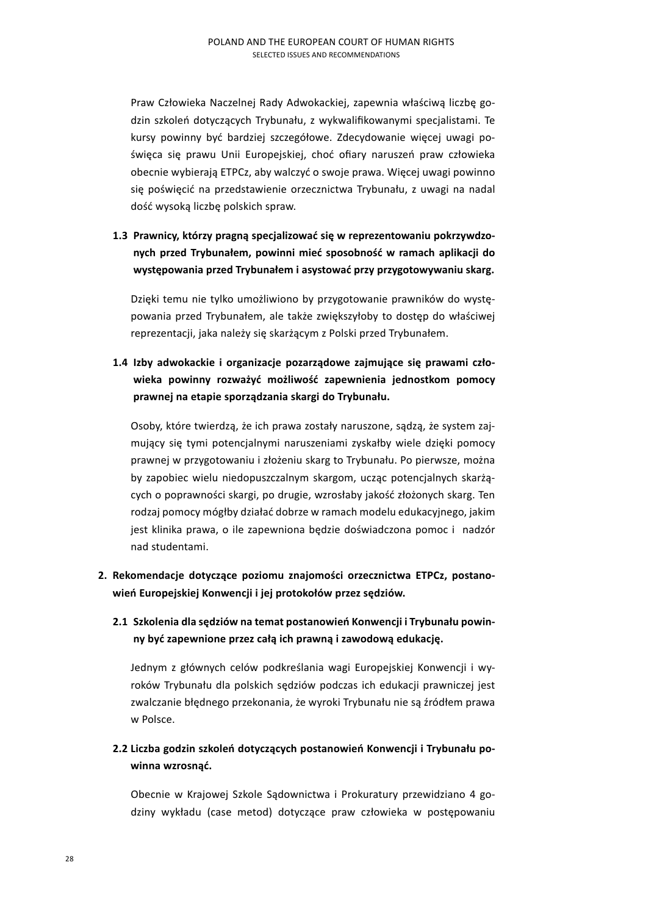Praw Człowieka Naczelnej Rady Adwokackiej, zapewnia właściwą liczbę godzin szkoleń dotyczących Trybunału, z wykwalifikowanymi specjalistami. Te kursy powinny być bardziej szczegółowe. Zdecydowanie więcej uwagi poświęca się prawu Unii Europejskiej, choć ofiary naruszeń praw człowieka obecnie wybierają ETPCz, aby walczyć o swoje prawa. Więcej uwagi powinno się poświęcić na przedstawienie orzecznictwa Trybunału, z uwagi na nadal dość wysoką liczbę polskich spraw.

**1.3 Prawnicy, którzy pragną specjalizować się w reprezentowaniu pokrzywdzonych przed Trybunałem, powinni mieć sposobność w ramach aplikacji do występowania przed Trybunałem i asystować przy przygotowywaniu skarg.**

Dzięki temu nie tylko umożliwiono by przygotowanie prawników do występowania przed Trybunałem, ale także zwiększyłoby to dostęp do właściwej reprezentacji, jaka należy się skarżącym z Polski przed Trybunałem.

**1.4 Izby adwokackie i organizacje pozarządowe zajmujące się prawami człowieka powinny rozważyć możliwość zapewnienia jednostkom pomocy prawnej na etapie sporządzania skargi do Trybunału.**

Osoby, które twierdzą, że ich prawa zostały naruszone, sądzą, że system zajmujący się tymi potencjalnymi naruszeniami zyskałby wiele dzięki pomocy prawnej w przygotowaniu i złożeniu skarg to Trybunału. Po pierwsze, można by zapobiec wielu niedopuszczalnym skargom, ucząc potencjalnych skarżących o poprawności skargi, po drugie, wzrosłaby jakość złożonych skarg. Ten rodzaj pomocy mógłby działać dobrze w ramach modelu edukacyjnego, jakim jest klinika prawa, o ile zapewniona będzie doświadczona pomoc i nadzór nad studentami.

**2. Rekomendacje dotyczące poziomu znajomości orzecznictwa ETPCz, postanowień Europejskiej Konwencji i jej protokołów przez sędziów.**

**2.1 Szkolenia dla sędziów na temat postanowień Konwencji i Trybunału powinny być zapewnione przez całą ich prawną i zawodową edukację.**

Jednym z głównych celów podkreślania wagi Europejskiej Konwencji i wyroków Trybunału dla polskich sędziów podczas ich edukacji prawniczej jest zwalczanie błędnego przekonania, że wyroki Trybunału nie są źródłem prawa w Polsce.

**2.2 Liczba godzin szkoleń dotyczących postanowień Konwencji i Trybunału powinna wzrosnąć.**

Obecnie w Krajowej Szkole Sądownictwa i Prokuratury przewidziano 4 godziny wykładu (case metod) dotyczące praw człowieka w postępowaniu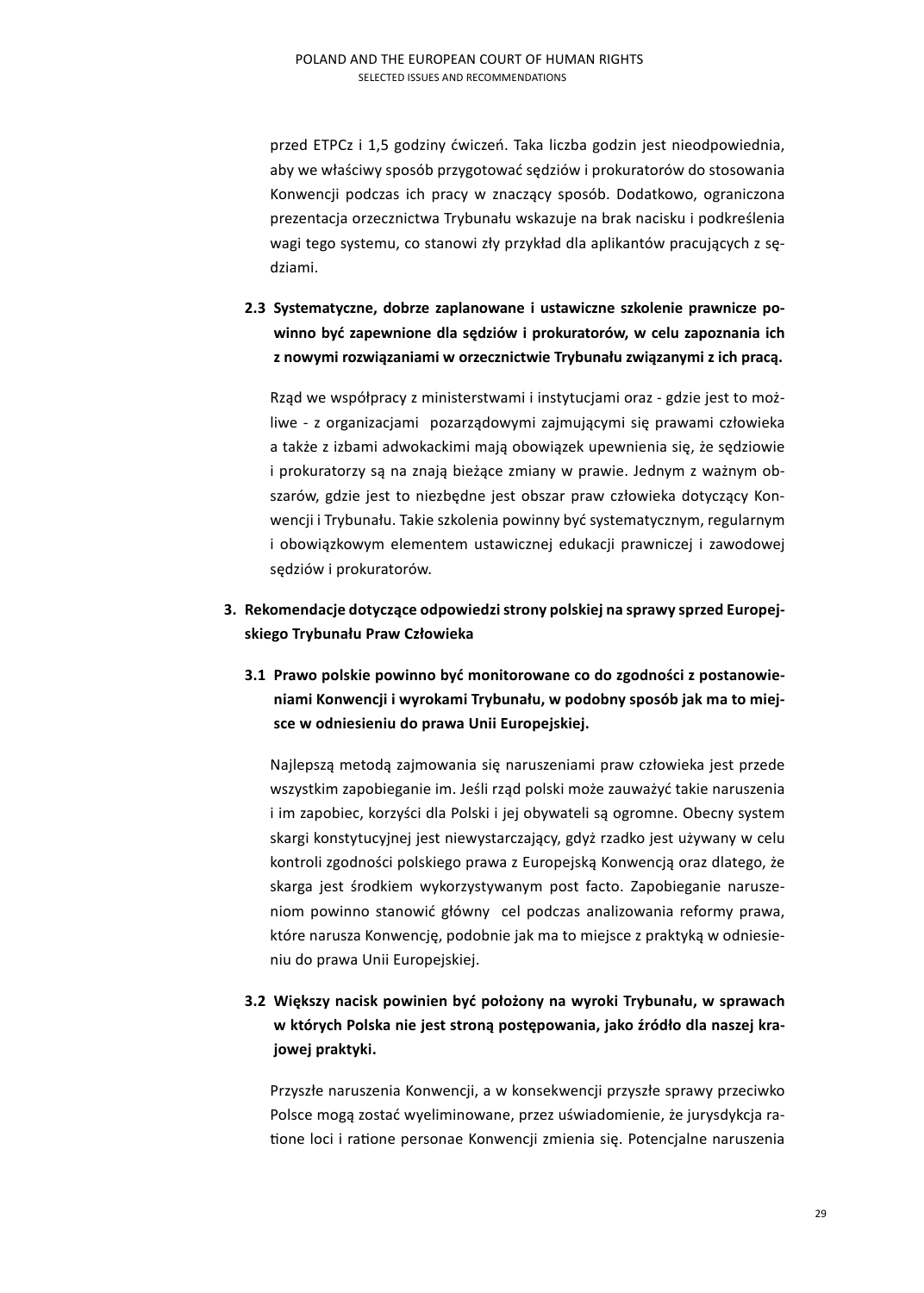przed ETPCz i 1,5 godziny ćwiczeń. Taka liczba godzin jest nieodpowiednia, aby we właściwy sposób przygotować sędziów i prokuratorów do stosowania Konwencji podczas ich pracy w znaczący sposób. Dodatkowo, ograniczona prezentacja orzecznictwa Trybunału wskazuje na brak nacisku i podkreślenia wagi tego systemu, co stanowi zły przykład dla aplikantów pracujących z sędziami.

**2.3 Systematyczne, dobrze zaplanowane i ustawiczne szkolenie prawnicze powinno być zapewnione dla sędziów i prokuratorów, w celu zapoznania ich z nowymi rozwiązaniami w orzecznictwie Trybunału związanymi z ich pracą.**

Rząd we współpracy z ministerstwami i instytucjami oraz - gdzie jest to możliwe - z organizacjami pozarządowymi zajmującymi się prawami człowieka a także z izbami adwokackimi mają obowiązek upewnienia się, że sędziowie i prokuratorzy są na znają bieżące zmiany w prawie. Jednym z ważnym obszarów, gdzie jest to niezbędne jest obszar praw człowieka dotyczący Konwencji i Trybunału. Takie szkolenia powinny być systematycznym, regularnym i obowiązkowym elementem ustawicznej edukacji prawniczej i zawodowej sędziów i prokuratorów.

## 3. Rekomendacje dotyczące odpowiedzi strony polskiej na sprawy sprzed Europejskiego Trybunału Praw Człowieka

**3.1 Prawo polskie powinno być monitorowane co do zgodności z postanowieniami Konwencji i wyrokami Trybunału, w podobny sposób jak ma to miejsce w odniesieniu do prawa Unii Europejskiej.**

Najlepszą metodą zajmowania się naruszeniami praw człowieka jest przede wszystkim zapobieganie im. Jeśli rząd polski może zauważyć takie naruszenia i im zapobiec, korzyści dla Polski i jej obywateli są ogromne. Obecny system skargi konstytucyjnej jest niewystarczający, gdyż rzadko jest używany w celu kontroli zgodności polskiego prawa z Europejską Konwencją oraz dlatego, że skarga jest środkiem wykorzystywanym post facto. Zapobieganie naruszeniom powinno stanowić główny cel podczas analizowania reformy prawa, które narusza Konwencję, podobnie jak ma to miejsce z praktyką w odniesieniu do prawa Unii Europejskiej.

**3.2 Większy nacisk powinien być położony na wyroki Trybunału, w sprawach w których Polska nie jest stroną postępowania, jako źródło dla naszej krajowej praktyki.**

Przyszłe naruszenia Konwencji, a w konsekwencji przyszłe sprawy przeciwko Polsce mogą zostać wyeliminowane, przez uświadomienie, że jurysdykcja ratione loci i ratione personae Konwencji zmienia się. Potencjalne naruszenia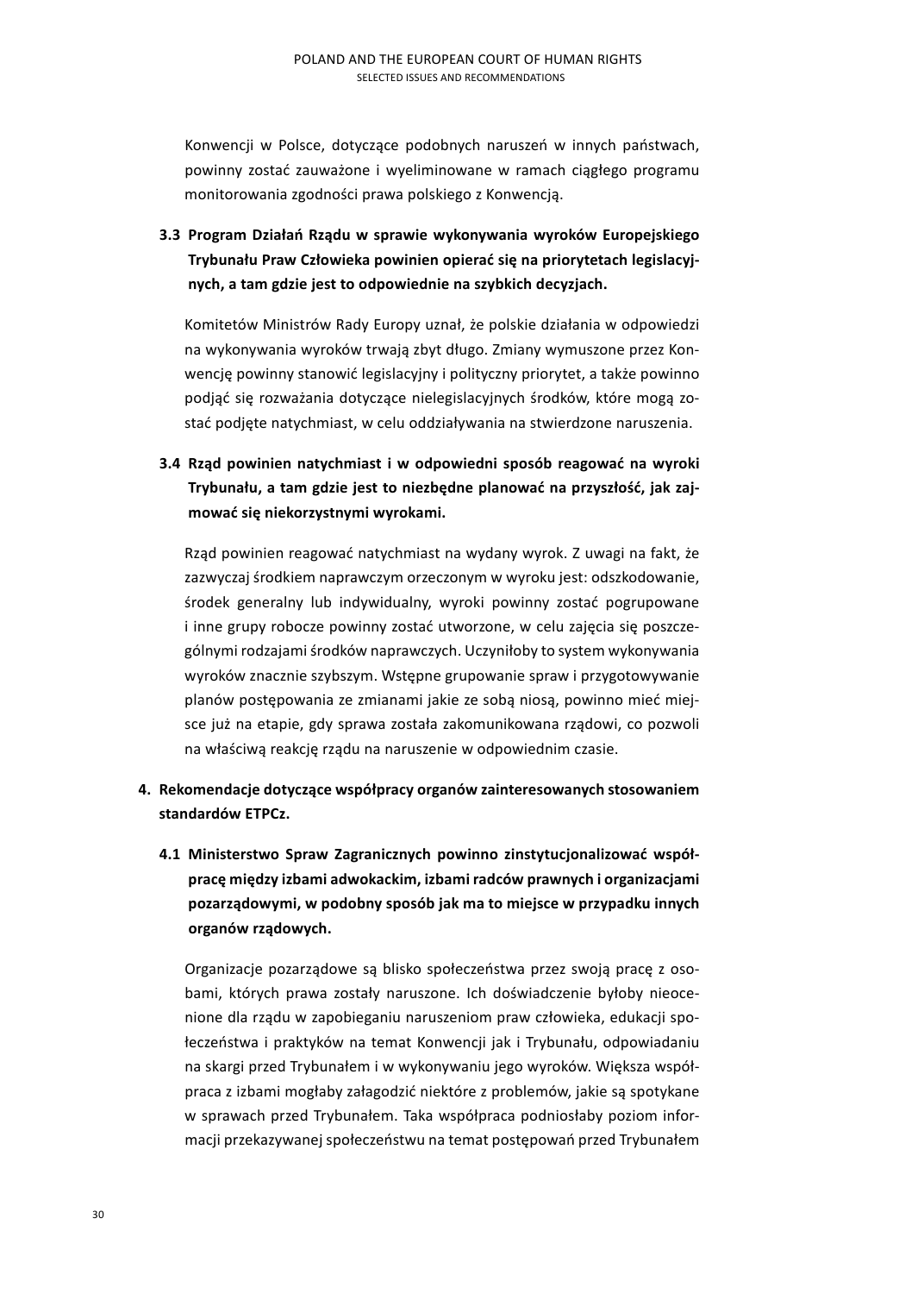Konwencji w Polsce, dotyczące podobnych naruszeń w innych państwach, powinny zostać zauważone i wyeliminowane w ramach ciągłego programu monitorowania zgodności prawa polskiego z Konwencją.

### 3.3 Program Działań Rządu w sprawie wykonywania wyroków Europejskiego Trybunału Praw Człowieka powinien opierać się na priorytetach legislacyjnych, a tam gdzie jest to odpowiednie na szybkich decyzjach.

Komitetów Ministrów Rady Europy uznał, że polskie działania w odpowiedzi na wykonywania wyroków trwają zbyt długo. Zmiany wymuszone przez Konwencję powinny stanowić legislacyjny i polityczny priorytet, a także powinno podjąć się rozważania dotyczące nielegislacyjnych środków, które mogą zostać podjęte natychmiast, w celu oddziaływania na stwierdzone naruszenia.

### 3.4 Rząd powinien natychmiast i w odpowiedni sposób reagować na wyroki Trybunału, a tam gdzie jest to niezbędne planować na przyszłość, jak zajmować się niekorzystnymi wyrokami.

Rząd powinien reagować natychmiast na wydany wyrok. Z uwagi na fakt, że zazwyczaj środkiem naprawczym orzeczonym w wyroku jest: odszkodowanie, środek generalny lub indywidualny, wyroki powinny zostać pogrupowane i inne grupy robocze powinny zostać utworzone, w celu zajęcia się poszczególnymi rodzajami środków naprawczych. Uczyniłoby to system wykonywania wyroków znacznie szybszym. Wstępne grupowanie spraw i przygotowywanie planów postępowania ze zmianami jakie ze sobą niosą, powinno mieć miejsce już na etapie, gdy sprawa została zakomunikowana rządowi, co pozwoli na właściwą reakcję rządu na naruszenie w odpowiednim czasie.

## 4. Rekomendacje dotyczące współpracy organów zainteresowanych stosowaniem standardów ETPCz.

### 4.1 Ministerstwo Spraw Zagranicznych powinno zinstytucjonalizować współpracę między izbami adwokackim, izbami radców prawnych i organizacjami pozarządowymi, w podobny sposób jak ma to miejsce w przypadku innych organów rządowych.

Organizacje pozarządowe są blisko społeczeństwa przez swoją pracę z osobami, których prawa zostały naruszone. Ich doświadczenie byłoby nieocenione dla rządu w zapobieganiu naruszeniom praw człowieka, edukacji społeczeństwa i praktyków na temat Konwencji jak i Trybunału, odpowiadaniu na skargi przed Trybunałem i w wykonywaniu jego wyroków. Większa współpraca z izbami mogłaby załagodzić niektóre z problemów, jakie są spotykane w sprawach przed Trybunałem. Taka współpraca podniosłaby poziom informacji przekazywanej społeczeństwu na temat postępowań przed Trybunałem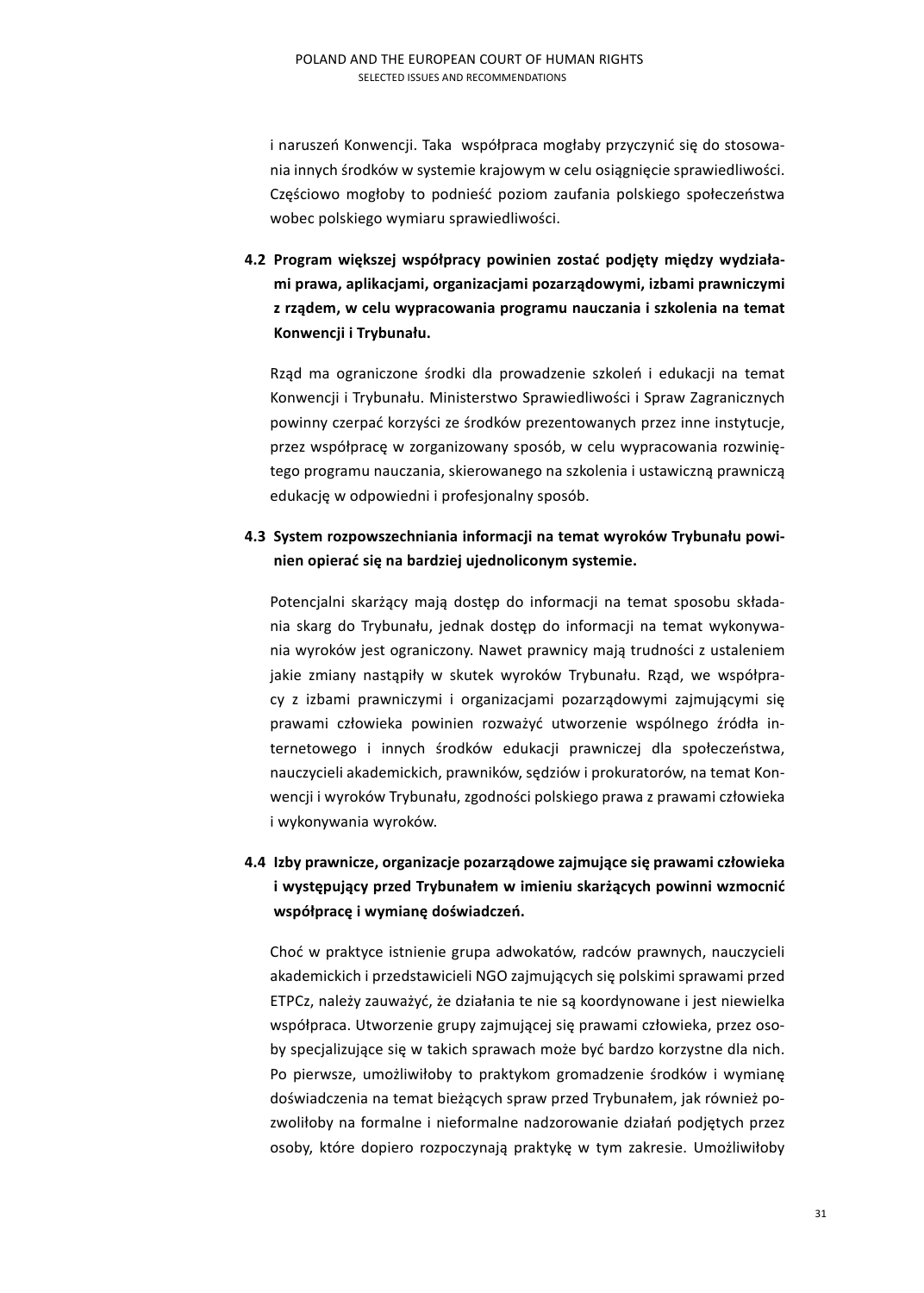i naruszeń Konwencji. Taka współpraca mogłaby przyczynić się do stosowania innych środków w systemie krajowym w celu osiągnięcie sprawiedliwości. Częściowo mogłoby to podnieść poziom zaufania polskiego społeczeństwa wobec polskiego wymiaru sprawiedliwości.

**4.2 Program większej współpracy powinien zostać podjęty między wydziałami prawa, aplikacjami, organizacjami pozarządowymi, izbami prawniczymi z rządem, w celu wypracowania programu nauczania i szkolenia na temat Konwencji i Trybunału.**

Rząd ma ograniczone środki dla prowadzenie szkoleń i edukacji na temat Konwencji i Trybunału. Ministerstwo Sprawiedliwości i Spraw Zagranicznych powinny czerpać korzyści ze środków prezentowanych przez inne instytucje, przez współpracę w zorganizowany sposób, w celu wypracowania rozwiniętego programu nauczania, skierowanego na szkolenia i ustawiczną prawniczą edukację w odpowiedni i profesjonalny sposób.

**4.3 System rozpowszechniania informacji na temat wyroków Trybunału powinien opierać się na bardziej ujednoliconym systemie.**

Potencjalni skarżący mają dostęp do informacji na temat sposobu składania skarg do Trybunału, jednak dostęp do informacji na temat wykonywania wyroków jest ograniczony. Nawet prawnicy mają trudności z ustaleniem jakie zmiany nastąpiły w skutek wyroków Trybunału. Rząd, we współpracy z izbami prawniczymi i organizacjami pozarządowymi zajmującymi się prawami człowieka powinien rozważyć utworzenie wspólnego źródła internetowego i innych środków edukacji prawniczej dla społeczeństwa, nauczycieli akademickich, prawników, sędziów i prokuratorów, na temat Konwencji i wyroków Trybunału, zgodności polskiego prawa z prawami człowieka i wykonywania wyroków.

**4.4 Izby prawnicze, organizacje pozarządowe zajmujące się prawami człowieka i występujący przed Trybunałem w imieniu skarżących powinni wzmocnić współpracę i wymianę doświadczeń.**

Choć w praktyce istnienie grupa adwokatów, radców prawnych, nauczycieli akademickich i przedstawicieli NGO zajmujących się polskimi sprawami przed ETPCz, należy zauważyć, że działania te nie są koordynowane i jest niewielka współpraca. Utworzenie grupy zajmującej się prawami człowieka, przez osoby specjalizujące się w takich sprawach może być bardzo korzystne dla nich. Po pierwsze, umożliwiłoby to praktykom gromadzenie środków i wymianę doświadczenia na temat bieżących spraw przed Trybunałem, jak również pozwoliłoby na formalne i nieformalne nadzorowanie działań podjętych przez osoby, które dopiero rozpoczynają praktykę w tym zakresie. Umożliwiłoby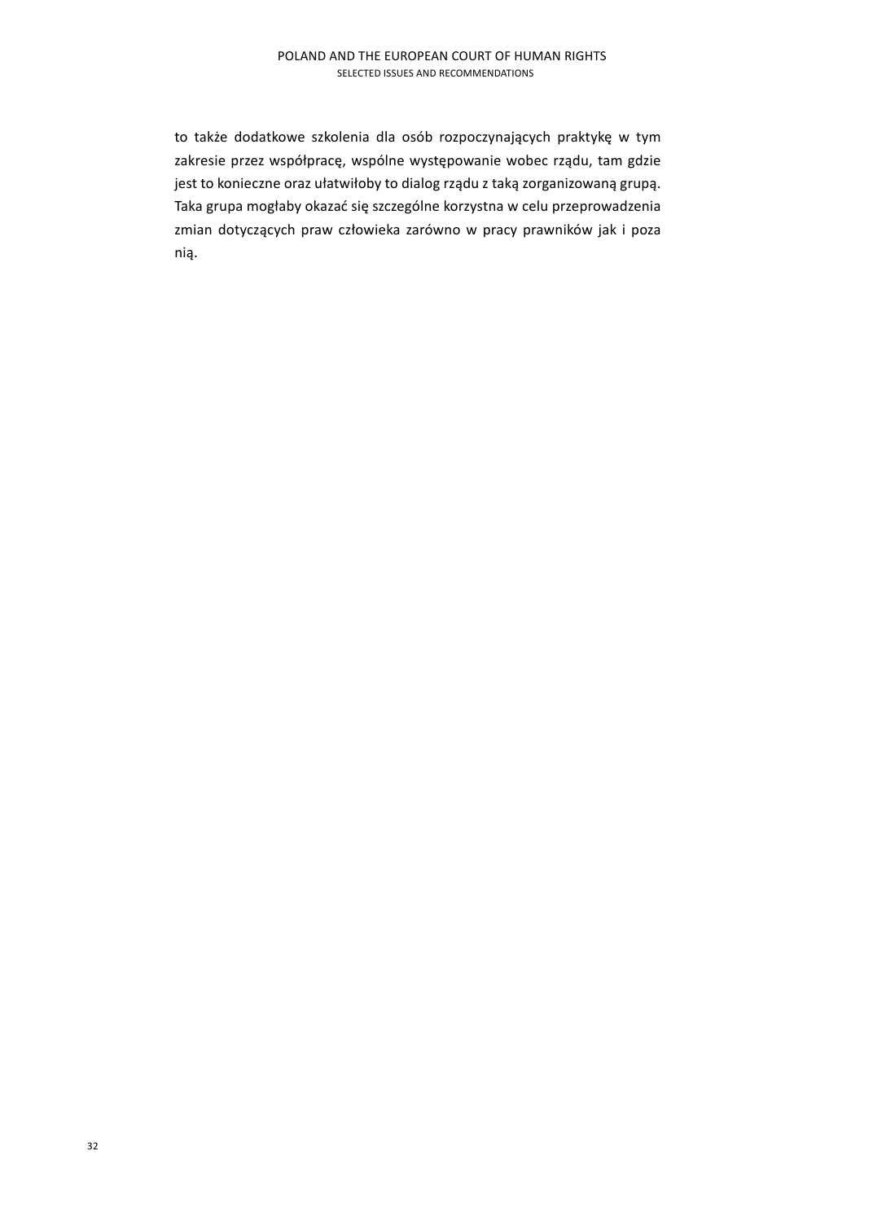to także dodatkowe szkolenia dla osób rozpoczynających praktykę w tym zakresie przez współpracę, wspólne występowanie wobec rządu, tam gdzie jest to konieczne oraz ułatwiłoby to dialog rządu z taką zorganizowaną grupą. Taka grupa mogłaby okazać się szczególne korzystna w celu przeprowadzenia zmian dotyczących praw człowieka zarówno w pracy prawników jak i poza nią.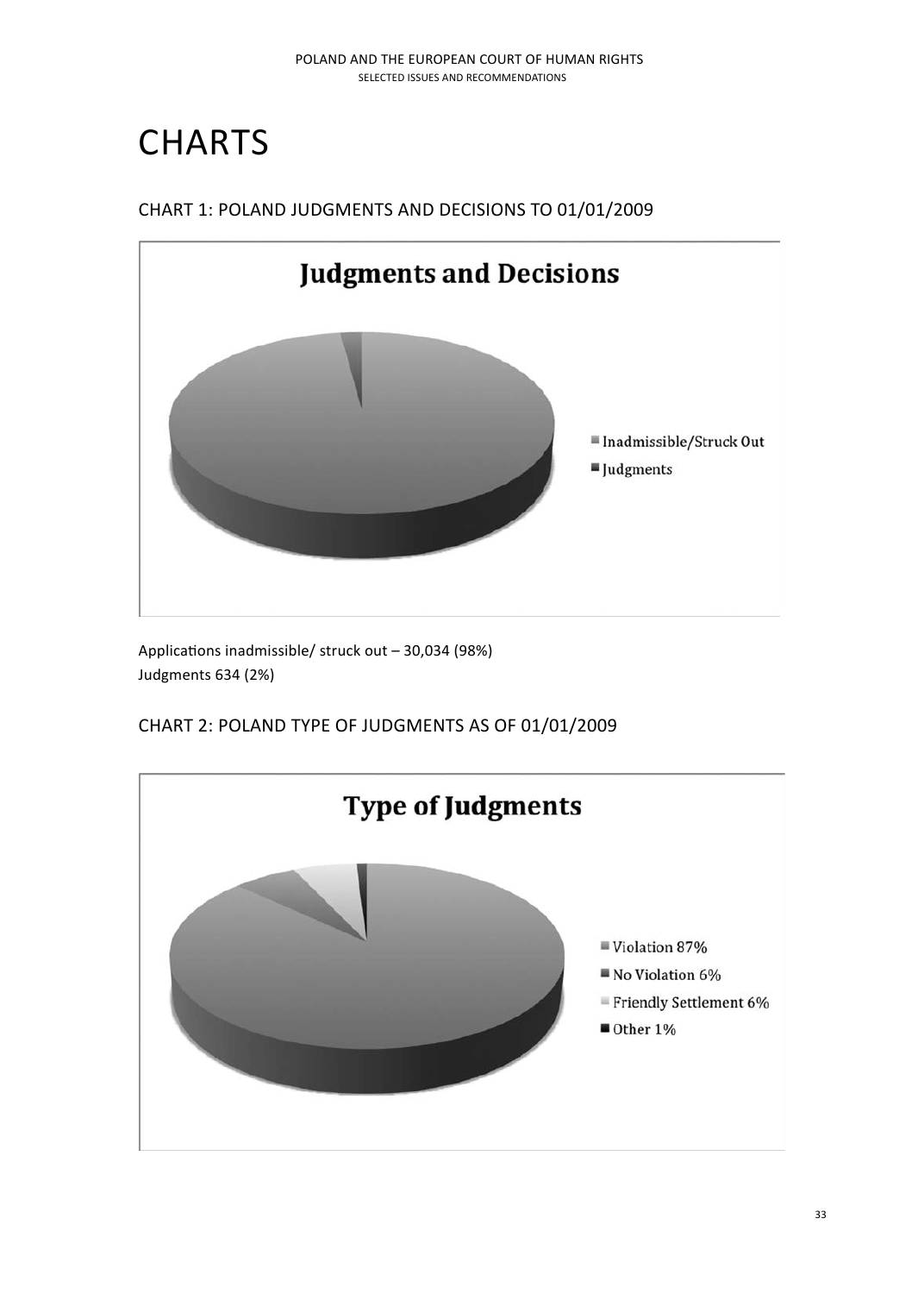# CHARTS

## CHART 1: POLAND JUDGMENTS AND DECISIONS TO 01/01/2009

**Judgments and Decisions**

- Inadmissible/Struck Out
- Judgments

Applications inadmissible/ struck out – 30,034 (98%)
Judgments 634 (2%)

## CHART 2: POLAND TYPE OF JUDGMENTS AS OF 01/01/2009

**Type of Judgments**

- Violation 87%
- No Violation 6%
- Friendly Settlement 6%
- Other 1%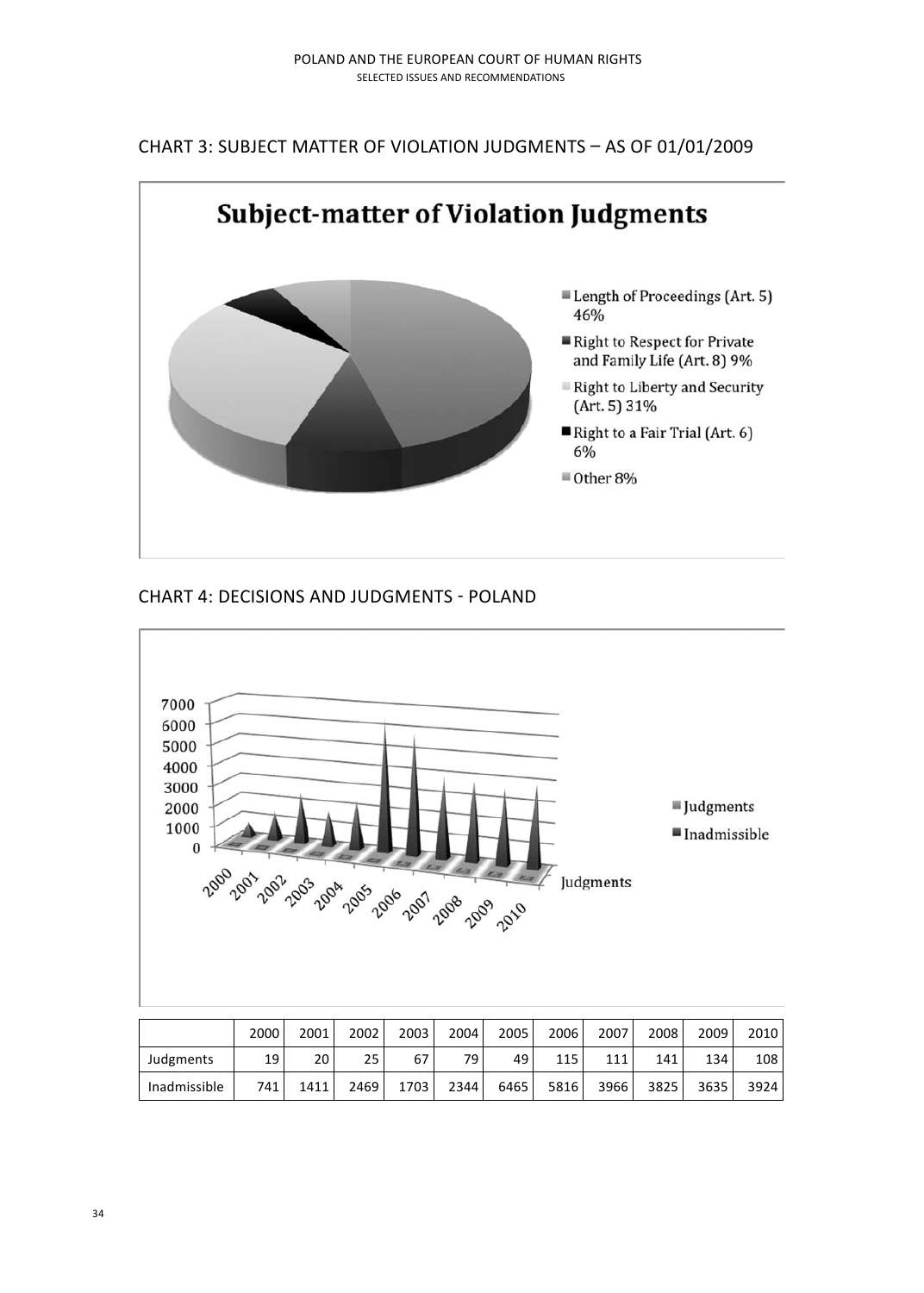## CHART 3: SUBJECT MATTER OF VIOLATION JUDGMENTS – AS OF 01/01/2009

**Subject-matter of Violation Judgments**

- Length of Proceedings (Art. 5) 46%
- Right to Respect for Private and Family Life (Art. 8) 9%
- Right to Liberty and Security (Art. 5) 31%
- Right to a Fair Trial (Art. 6) 6%
- Other 8%

## CHART 4: DECISIONS AND JUDGMENTS - POLAND

| | 2000 | 2001 | 2002 | 2003 | 2004 | 2005 | 2006 | 2007 | 2008 | 2009 | 2010 |
|---|---|---|---|---|---|---|---|---|---|---|---|
| Judgments | 19 | 20 | 25 | 67 | 79 | 49 | 115 | 111 | 141 | 134 | 108 |
| Inadmissible | 741 | 1411 | 2469 | 1703 | 2344 | 6465 | 5816 | 3966 | 3825 | 3635 | 3924 |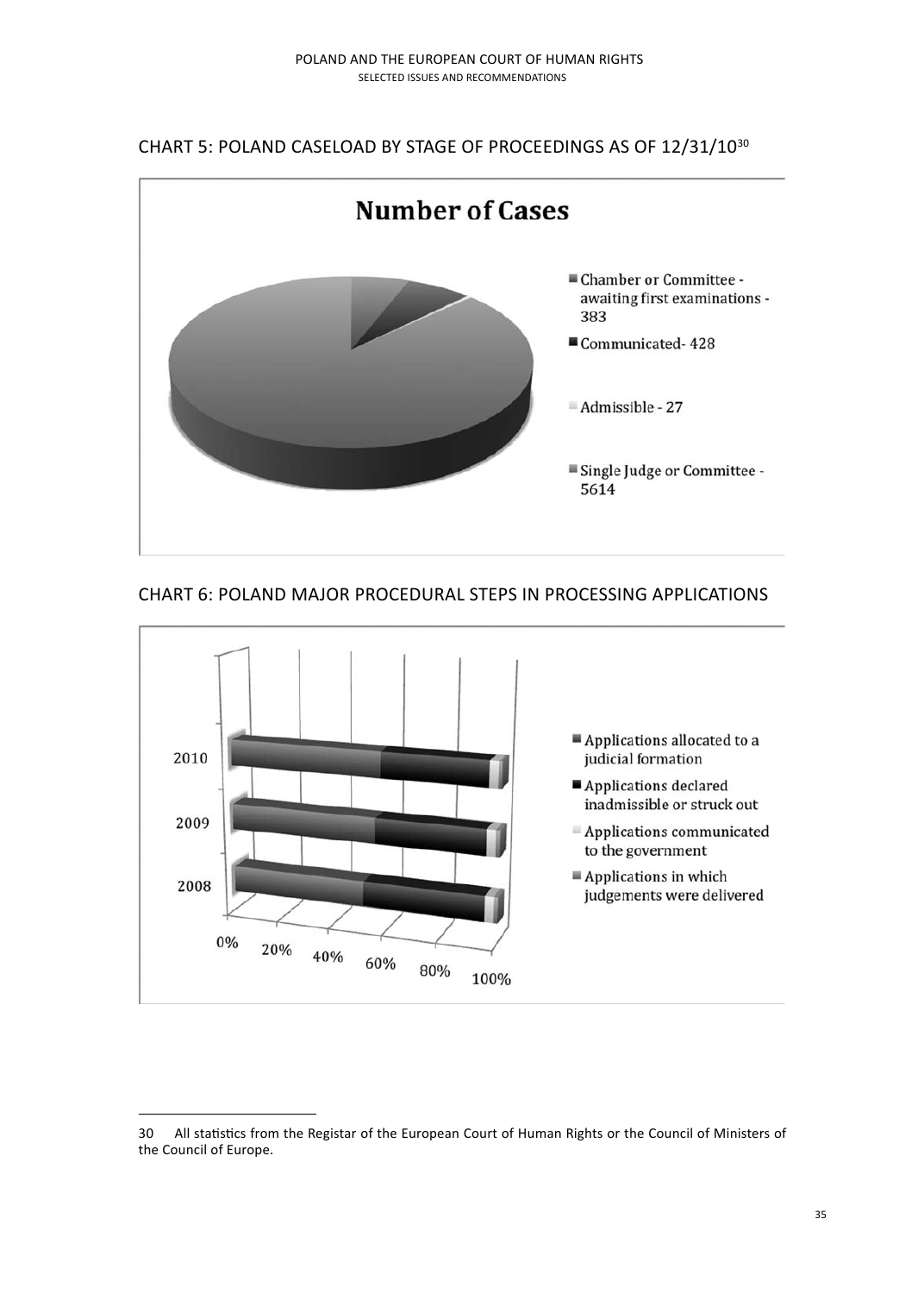## CHART 5: POLAND CASELOAD BY STAGE OF PROCEEDINGS AS OF 12/31/10[30]

**Number of Cases**

- Chamber or Committee - awaiting first examinations - 383
- Communicated- 428
- Admissible - 27
- Single Judge or Committee - 5614

## CHART 6: POLAND MAJOR PROCEDURAL STEPS IN PROCESSING APPLICATIONS

2010

2009

2008

0% 20% 40% 60% 80% 100%

- Applications allocated to a judicial formation
- Applications declared inadmissible or struck out
- Applications communicated to the government
- Applications in which judgements were delivered

---

30 All statistics from the Registar of the European Court of Human Rights or the Council of Ministers of the Council of Europe.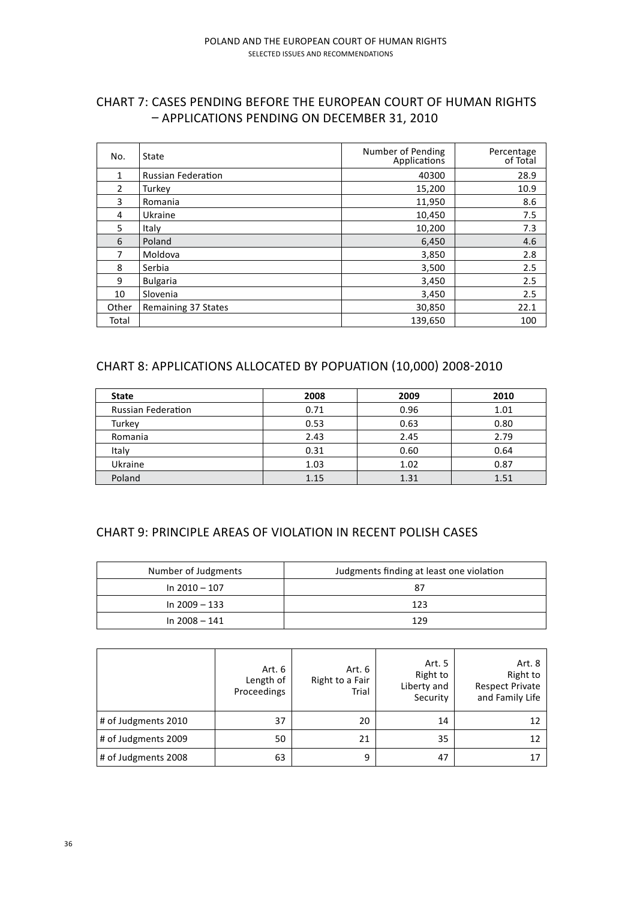## CHART 7: CASES PENDING BEFORE THE EUROPEAN COURT OF HUMAN RIGHTS – APPLICATIONS PENDING ON DECEMBER 31, 2010

| No. | State | Number of Pending Applications | Percentage of Total |
|---|---|---|---|
| 1 | Russian Federation | 40300 | 28.9 |
| 2 | Turkey | 15,200 | 10.9 |
| 3 | Romania | 11,950 | 8.6 |
| 4 | Ukraine | 10,450 | 7.5 |
| 5 | Italy | 10,200 | 7.3 |
| 6 | Poland | 6,450 | 4.6 |
| 7 | Moldova | 3,850 | 2.8 |
| 8 | Serbia | 3,500 | 2.5 |
| 9 | Bulgaria | 3,450 | 2.5 |
| 10 | Slovenia | 3,450 | 2.5 |
| Other | Remaining 37 States | 30,850 | 22.1 |
| Total | | 139,650 | 100 |

## CHART 8: APPLICATIONS ALLOCATED BY POPUATION (10,000) 2008-2010

| **State** | **2008** | **2009** | **2010** |
|---|---|---|---|
| Russian Federation | 0.71 | 0.96 | 1.01 |
| Turkey | 0.53 | 0.63 | 0.80 |
| Romania | 2.43 | 2.45 | 2.79 |
| Italy | 0.31 | 0.60 | 0.64 |
| Ukraine | 1.03 | 1.02 | 0.87 |
| Poland | 1.15 | 1.31 | 1.51 |

## CHART 9: PRINCIPLE AREAS OF VIOLATION IN RECENT POLISH CASES

| Number of Judgments | Judgments finding at least one violation |
|---|---|
| In 2010 – 107 | 87 |
| In 2009 – 133 | 123 |
| In 2008 – 141 | 129 |

| | Art. 6 Length of Proceedings | Art. 6 Right to a Fair Trial | Art. 5 Right to Liberty and Security | Art. 8 Right to Respect Private and Family Life |
|---|---|---|---|---|
| # of Judgments 2010 | 37 | 20 | 14 | 12 |
| # of Judgments 2009 | 50 | 21 | 35 | 12 |
| # of Judgments 2008 | 63 | 9 | 47 | 17 |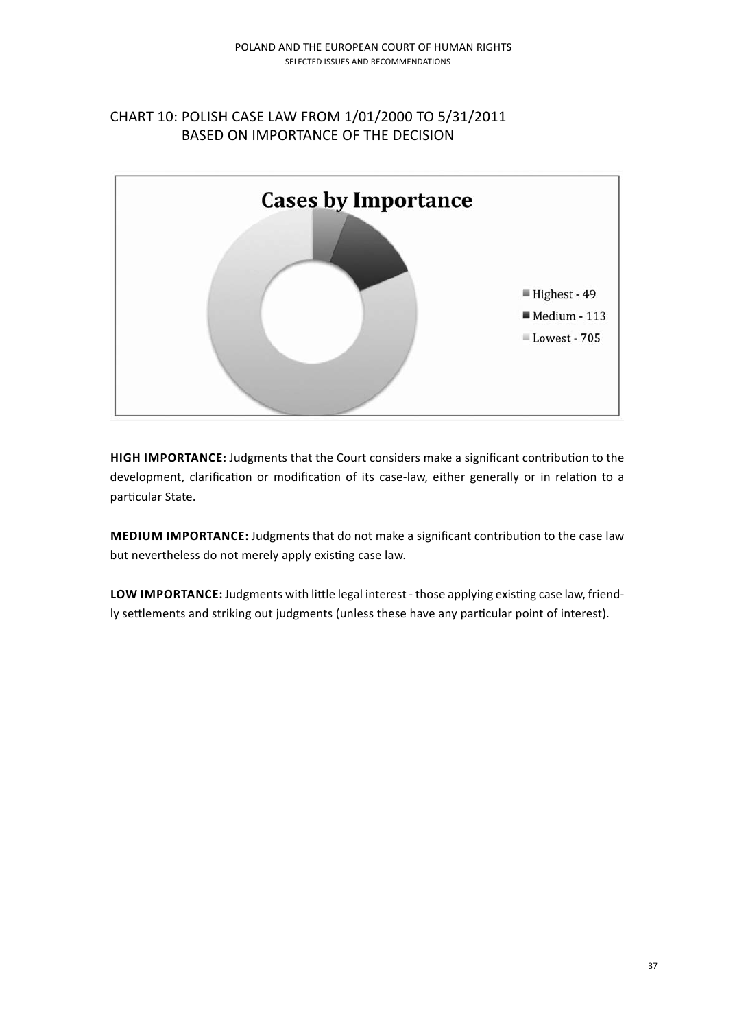## CHART 10: POLISH CASE LAW FROM 1/01/2000 TO 5/31/2011 BASED ON IMPORTANCE OF THE DECISION

**Cases by Importance**

- Highest - 49
- Medium - 113
- Lowest - 705

**HIGH IMPORTANCE:** Judgments that the Court considers make a significant contribution to the development, clarification or modification of its case-law, either generally or in relation to a particular State.

**MEDIUM IMPORTANCE:** Judgments that do not make a significant contribution to the case law but nevertheless do not merely apply existing case law.

**LOW IMPORTANCE:** Judgments with little legal interest - those applying existing case law, friendly settlements and striking out judgments (unless these have any particular point of interest).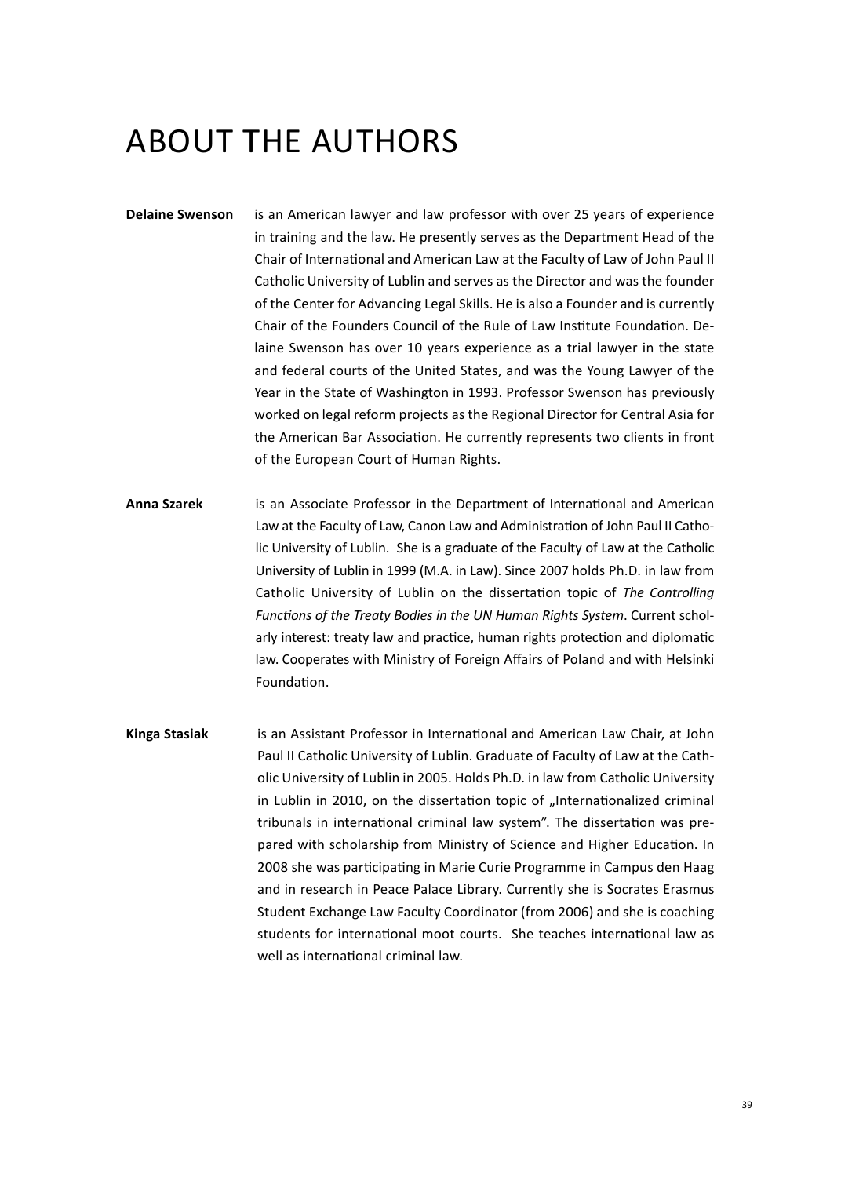# ABOUT THE AUTHORS

**Delaine Swenson** is an American lawyer and law professor with over 25 years of experience in training and the law. He presently serves as the Department Head of the Chair of International and American Law at the Faculty of Law of John Paul II Catholic University of Lublin and serves as the Director and was the founder of the Center for Advancing Legal Skills. He is also a Founder and is currently Chair of the Founders Council of the Rule of Law Institute Foundation. Delaine Swenson has over 10 years experience as a trial lawyer in the state and federal courts of the United States, and was the Young Lawyer of the Year in the State of Washington in 1993. Professor Swenson has previously worked on legal reform projects as the Regional Director for Central Asia for the American Bar Association. He currently represents two clients in front of the European Court of Human Rights.

**Anna Szarek** is an Associate Professor in the Department of International and American Law at the Faculty of Law, Canon Law and Administration of John Paul II Catholic University of Lublin. She is a graduate of the Faculty of Law at the Catholic University of Lublin in 1999 (M.A. in Law). Since 2007 holds Ph.D. in law from Catholic University of Lublin on the dissertation topic of *The Controlling Functions of the Treaty Bodies in the UN Human Rights System*. Current scholarly interest: treaty law and practice, human rights protection and diplomatic law. Cooperates with Ministry of Foreign Affairs of Poland and with Helsinki Foundation.

**Kinga Stasiak** is an Assistant Professor in International and American Law Chair, at John Paul II Catholic University of Lublin. Graduate of Faculty of Law at the Catholic University of Lublin in 2005. Holds Ph.D. in law from Catholic University in Lublin in 2010, on the dissertation topic of „Internationalized criminal tribunals in international criminal law system". The dissertation was prepared with scholarship from Ministry of Science and Higher Education. In 2008 she was participating in Marie Curie Programme in Campus den Haag and in research in Peace Palace Library. Currently she is Socrates Erasmus Student Exchange Law Faculty Coordinator (from 2006) and she is coaching students for international moot courts. She teaches international law as well as international criminal law.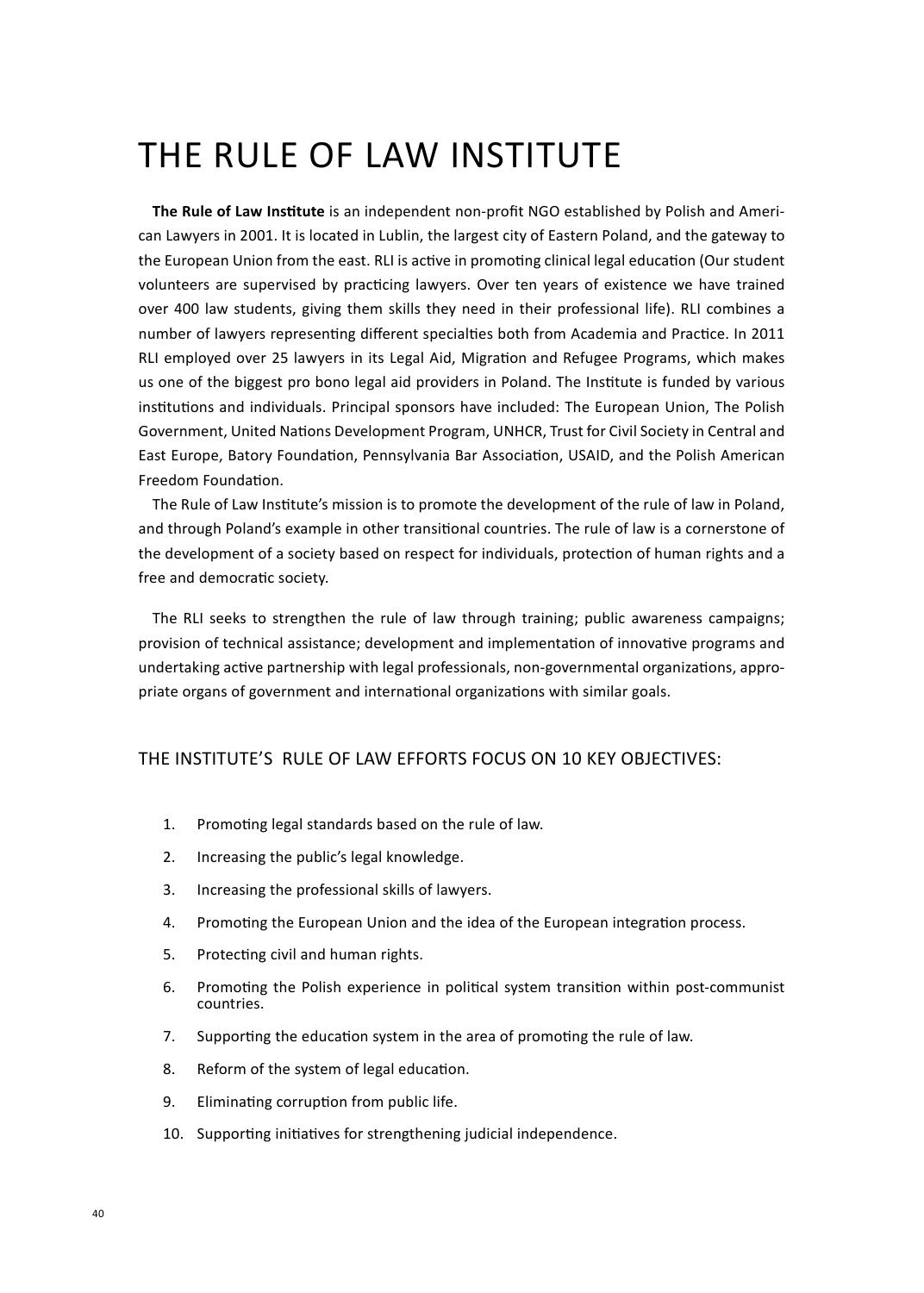# THE RULE OF LAW INSTITUTE

**The Rule of Law Institute** is an independent non-profit NGO established by Polish and American Lawyers in 2001. It is located in Lublin, the largest city of Eastern Poland, and the gateway to the European Union from the east. RLI is active in promoting clinical legal education (Our student volunteers are supervised by practicing lawyers. Over ten years of existence we have trained over 400 law students, giving them skills they need in their professional life). RLI combines a number of lawyers representing different specialties both from Academia and Practice. In 2011 RLI employed over 25 lawyers in its Legal Aid, Migration and Refugee Programs, which makes us one of the biggest pro bono legal aid providers in Poland. The Institute is funded by various institutions and individuals. Principal sponsors have included: The European Union, The Polish Government, United Nations Development Program, UNHCR, Trust for Civil Society in Central and East Europe, Batory Foundation, Pennsylvania Bar Association, USAID, and the Polish American Freedom Foundation.

The Rule of Law Institute's mission is to promote the development of the rule of law in Poland, and through Poland's example in other transitional countries. The rule of law is a cornerstone of the development of a society based on respect for individuals, protection of human rights and a free and democratic society.

The RLI seeks to strengthen the rule of law through training; public awareness campaigns; provision of technical assistance; development and implementation of innovative programs and undertaking active partnership with legal professionals, non-governmental organizations, appropriate organs of government and international organizations with similar goals.

## THE INSTITUTE'S RULE OF LAW EFFORTS FOCUS ON 10 KEY OBJECTIVES:

1. Promoting legal standards based on the rule of law.
2. Increasing the public's legal knowledge.
3. Increasing the professional skills of lawyers.
4. Promoting the European Union and the idea of the European integration process.
5. Protecting civil and human rights.
6. Promoting the Polish experience in political system transition within post-communist countries.
7. Supporting the education system in the area of promoting the rule of law.
8. Reform of the system of legal education.
9. Eliminating corruption from public life.
10. Supporting initiatives for strengthening judicial independence.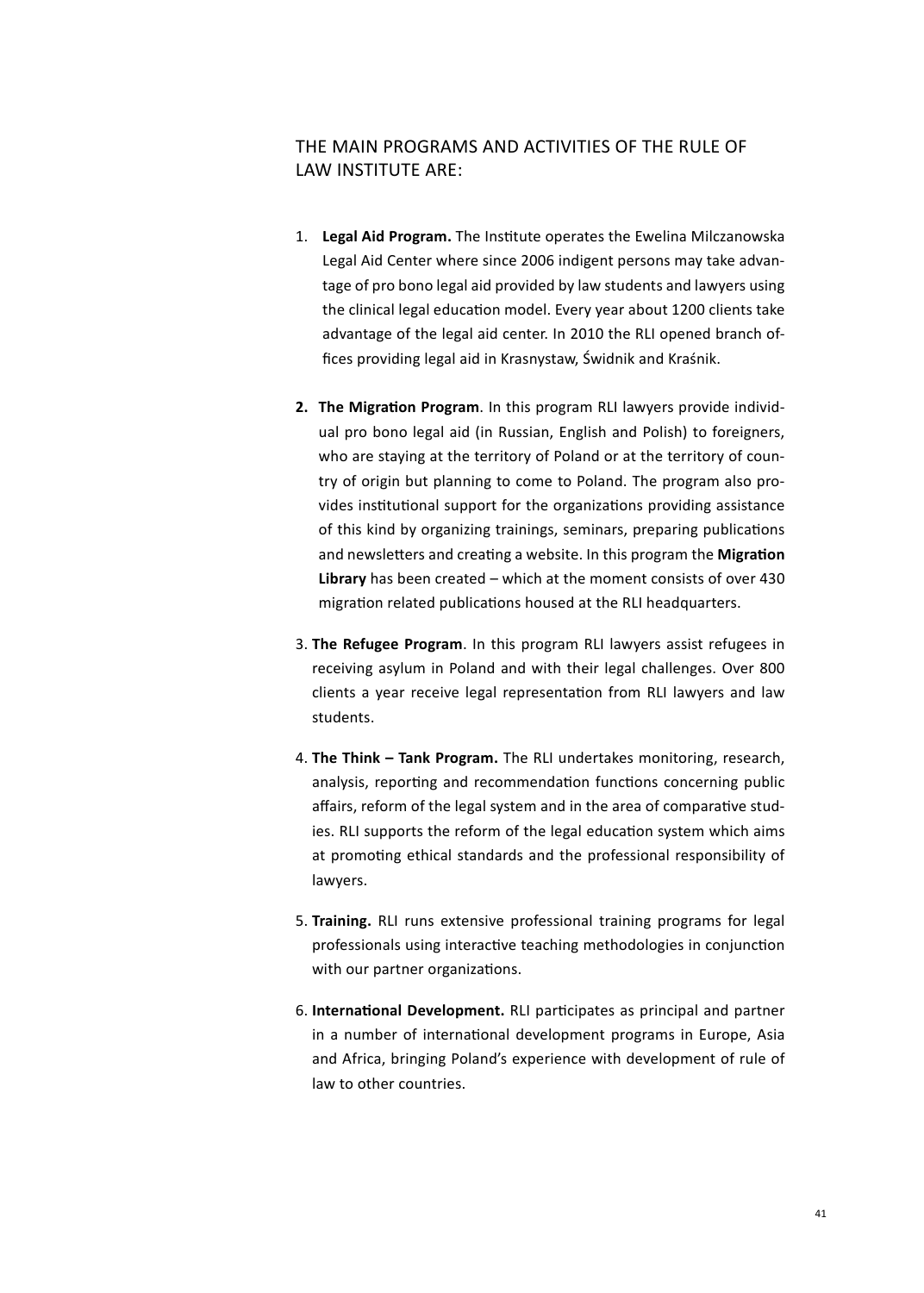## THE MAIN PROGRAMS AND ACTIVITIES OF THE RULE OF LAW INSTITUTE ARE:

1. **Legal Aid Program.** The Institute operates the Ewelina Milczanowska Legal Aid Center where since 2006 indigent persons may take advantage of pro bono legal aid provided by law students and lawyers using the clinical legal education model. Every year about 1200 clients take advantage of the legal aid center. In 2010 the RLI opened branch offices providing legal aid in Krasnystaw, Świdnik and Kraśnik.

2. **The Migration Program**. In this program RLI lawyers provide individual pro bono legal aid (in Russian, English and Polish) to foreigners, who are staying at the territory of Poland or at the territory of country of origin but planning to come to Poland. The program also provides institutional support for the organizations providing assistance of this kind by organizing trainings, seminars, preparing publications and newsletters and creating a website. In this program the **Migration Library** has been created – which at the moment consists of over 430 migration related publications housed at the RLI headquarters.

3. **The Refugee Program**. In this program RLI lawyers assist refugees in receiving asylum in Poland and with their legal challenges. Over 800 clients a year receive legal representation from RLI lawyers and law students.

4. **The Think – Tank Program.** The RLI undertakes monitoring, research, analysis, reporting and recommendation functions concerning public affairs, reform of the legal system and in the area of comparative studies. RLI supports the reform of the legal education system which aims at promoting ethical standards and the professional responsibility of lawyers.

5. **Training.** RLI runs extensive professional training programs for legal professionals using interactive teaching methodologies in conjunction with our partner organizations.

6. **International Development.** RLI participates as principal and partner in a number of international development programs in Europe, Asia and Africa, bringing Poland's experience with development of rule of law to other countries.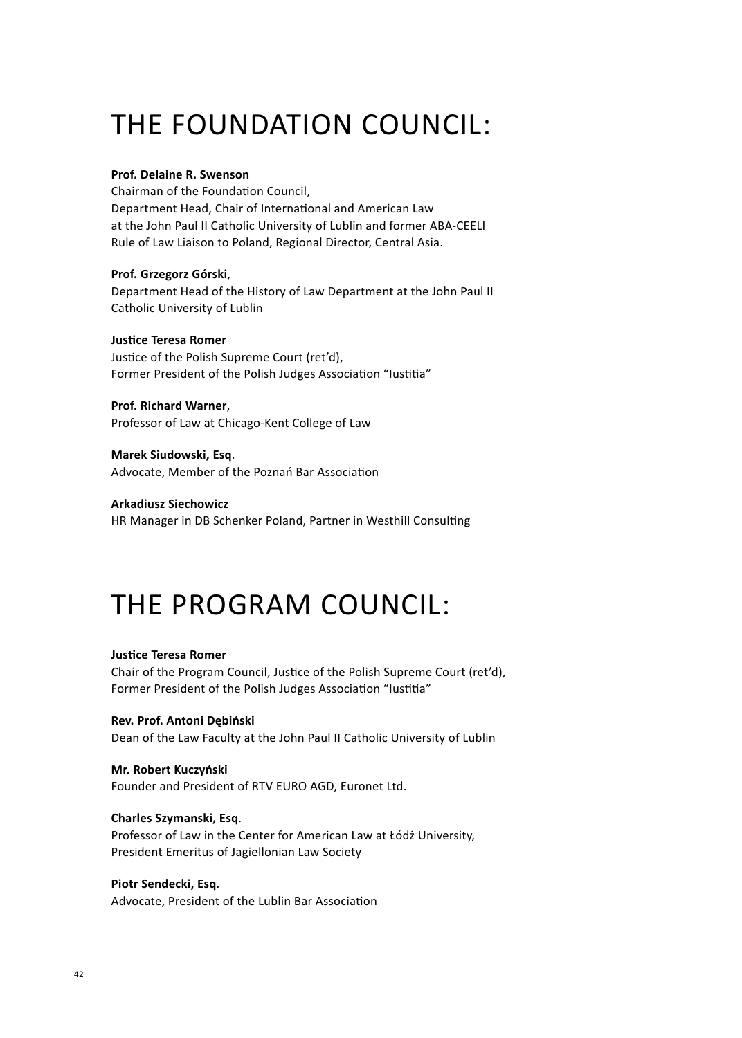# THE FOUNDATION COUNCIL:

**Prof. Delaine R. Swenson**
Chairman of the Foundation Council,
Department Head, Chair of International and American Law
at the John Paul II Catholic University of Lublin and former ABA-CEELI
Rule of Law Liaison to Poland, Regional Director, Central Asia.

**Prof. Grzegorz Górski**,
Department Head of the History of Law Department at the John Paul II
Catholic University of Lublin

**Justice Teresa Romer**
Justice of the Polish Supreme Court (ret'd),
Former President of the Polish Judges Association "Iustitia"

**Prof. Richard Warner**,
Professor of Law at Chicago-Kent College of Law

**Marek Siudowski, Esq**.
Advocate, Member of the Poznań Bar Association

**Arkadiusz Siechowicz**
HR Manager in DB Schenker Poland, Partner in Westhill Consulting

# THE PROGRAM COUNCIL:

**Justice Teresa Romer**
Chair of the Program Council, Justice of the Polish Supreme Court (ret'd),
Former President of the Polish Judges Association "Iustitia"

**Rev. Prof. Antoni Dębiński**
Dean of the Law Faculty at the John Paul II Catholic University of Lublin

**Mr. Robert Kuczyński**
Founder and President of RTV EURO AGD, Euronet Ltd.

**Charles Szymanski, Esq**.
Professor of Law in the Center for American Law at Łódż University,
President Emeritus of Jagiellonian Law Society

**Piotr Sendecki, Esq**.
Advocate, President of the Lublin Bar Association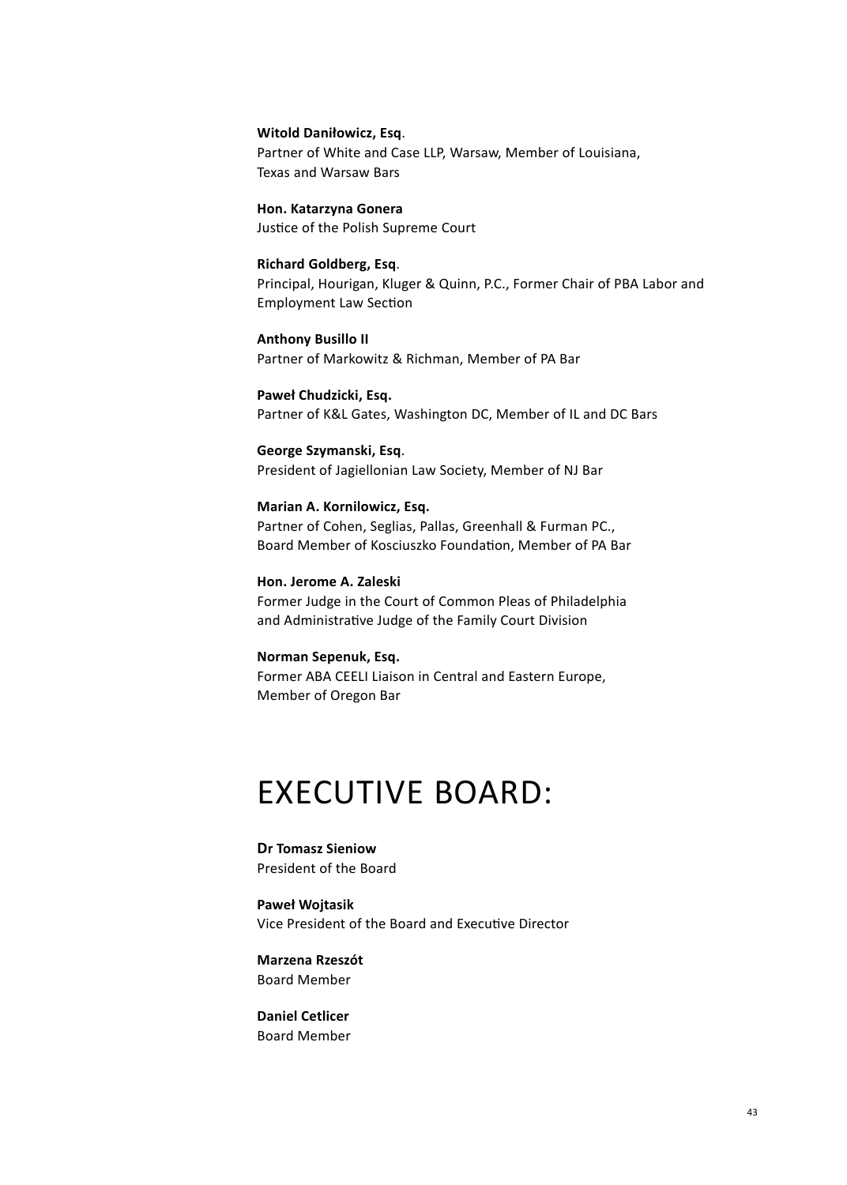**Witold Daniłowicz, Esq**.  
Partner of White and Case LLP, Warsaw, Member of Louisiana, Texas and Warsaw Bars

**Hon. Katarzyna Gonera**  
Justice of the Polish Supreme Court

**Richard Goldberg, Esq**.  
Principal, Hourigan, Kluger & Quinn, P.C., Former Chair of PBA Labor and Employment Law Section

**Anthony Busillo II**  
Partner of Markowitz & Richman, Member of PA Bar

**Paweł Chudzicki, Esq.**  
Partner of K&L Gates, Washington DC, Member of IL and DC Bars

**George Szymanski, Esq**.  
President of Jagiellonian Law Society, Member of NJ Bar

**Marian A. Kornilowicz, Esq.**  
Partner of Cohen, Seglias, Pallas, Greenhall & Furman PC., Board Member of Kosciuszko Foundation, Member of PA Bar

**Hon. Jerome A. Zaleski**  
Former Judge in the Court of Common Pleas of Philadelphia and Administrative Judge of the Family Court Division

**Norman Sepenuk, Esq.**  
Former ABA CEELI Liaison in Central and Eastern Europe, Member of Oregon Bar

# EXECUTIVE BOARD:

**Dr Tomasz Sieniow**  
President of the Board

**Paweł Wojtasik**  
Vice President of the Board and Executive Director

**Marzena Rzeszót**  
Board Member

**Daniel Cetlicer**  
Board Member